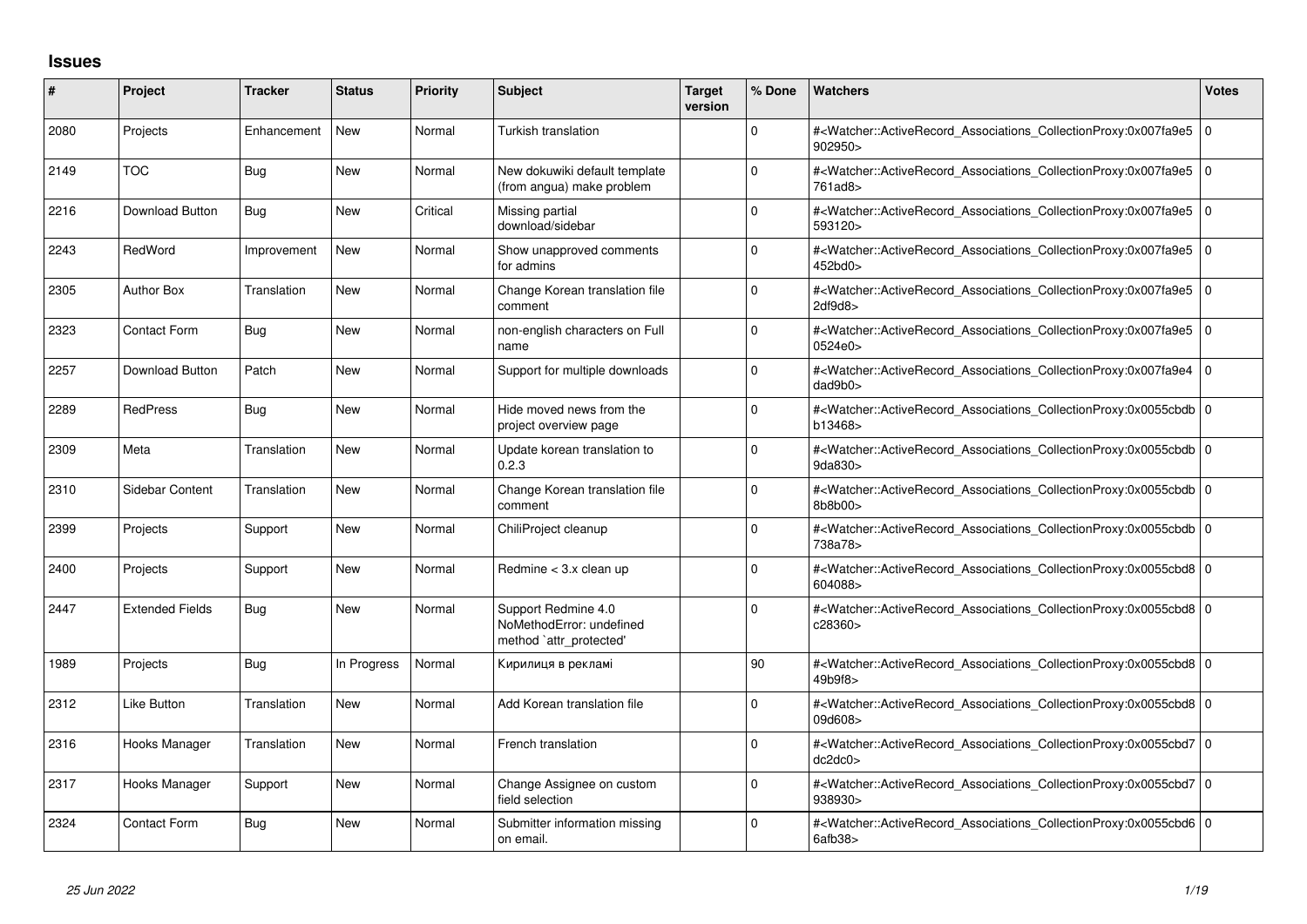## Issues

| # | Project | Tracker | Status | Priority | Subject | Target version | % Done | Watchers | Votes |
|---|---|---|---|---|---|---|---|---|---|
| 2080 | Projects | Enhancement | New | Normal | Turkish translation | | 0 | #<Watcher::ActiveRecord_Associations_CollectionProxy:0x007fa9e5902950> | 0 |
| 2149 | TOC | Bug | New | Normal | New dokuwiki default template (from angua) make problem | | 0 | #<Watcher::ActiveRecord_Associations_CollectionProxy:0x007fa9e5761ad8> | 0 |
| 2216 | Download Button | Bug | New | Critical | Missing partial download/sidebar | | 0 | #<Watcher::ActiveRecord_Associations_CollectionProxy:0x007fa9e5593120> | 0 |
| 2243 | RedWord | Improvement | New | Normal | Show unapproved comments for admins | | 0 | #<Watcher::ActiveRecord_Associations_CollectionProxy:0x007fa9e5452bd0> | 0 |
| 2305 | Author Box | Translation | New | Normal | Change Korean translation file comment | | 0 | #<Watcher::ActiveRecord_Associations_CollectionProxy:0x007fa9e52df9d8> | 0 |
| 2323 | Contact Form | Bug | New | Normal | non-english characters on Full name | | 0 | #<Watcher::ActiveRecord_Associations_CollectionProxy:0x007fa9e50524e0> | 0 |
| 2257 | Download Button | Patch | New | Normal | Support for multiple downloads | | 0 | #<Watcher::ActiveRecord_Associations_CollectionProxy:0x007fa9e4dad9b0> | 0 |
| 2289 | RedPress | Bug | New | Normal | Hide moved news from the project overview page | | 0 | #<Watcher::ActiveRecord_Associations_CollectionProxy:0x0055cbdbb13468> | 0 |
| 2309 | Meta | Translation | New | Normal | Update korean translation to 0.2.3 | | 0 | #<Watcher::ActiveRecord_Associations_CollectionProxy:0x0055cbdb9da830> | 0 |
| 2310 | Sidebar Content | Translation | New | Normal | Change Korean translation file comment | | 0 | #<Watcher::ActiveRecord_Associations_CollectionProxy:0x0055cbdb8b8b00> | 0 |
| 2399 | Projects | Support | New | Normal | ChiliProject cleanup | | 0 | #<Watcher::ActiveRecord_Associations_CollectionProxy:0x0055cbdb738a78> | 0 |
| 2400 | Projects | Support | New | Normal | Redmine < 3.x clean up | | 0 | #<Watcher::ActiveRecord_Associations_CollectionProxy:0x0055cbd8604088> | 0 |
| 2447 | Extended Fields | Bug | New | Normal | Support Redmine 4.0 NoMethodError: undefined method `attr_protected' | | 0 | #<Watcher::ActiveRecord_Associations_CollectionProxy:0x0055cbd8c28360> | 0 |
| 1989 | Projects | Bug | In Progress | Normal | Кирилиця в рекламі | | 90 | #<Watcher::ActiveRecord_Associations_CollectionProxy:0x0055cbd849b9f8> | 0 |
| 2312 | Like Button | Translation | New | Normal | Add Korean translation file | | 0 | #<Watcher::ActiveRecord_Associations_CollectionProxy:0x0055cbd809d608> | 0 |
| 2316 | Hooks Manager | Translation | New | Normal | French translation | | 0 | #<Watcher::ActiveRecord_Associations_CollectionProxy:0x0055cbd7dc2dc0> | 0 |
| 2317 | Hooks Manager | Support | New | Normal | Change Assignee on custom field selection | | 0 | #<Watcher::ActiveRecord_Associations_CollectionProxy:0x0055cbd7938930> | 0 |
| 2324 | Contact Form | Bug | New | Normal | Submitter information missing on email. | | 0 | #<Watcher::ActiveRecord_Associations_CollectionProxy:0x0055cbd66afb38> | 0 |

*25 Jun 2022*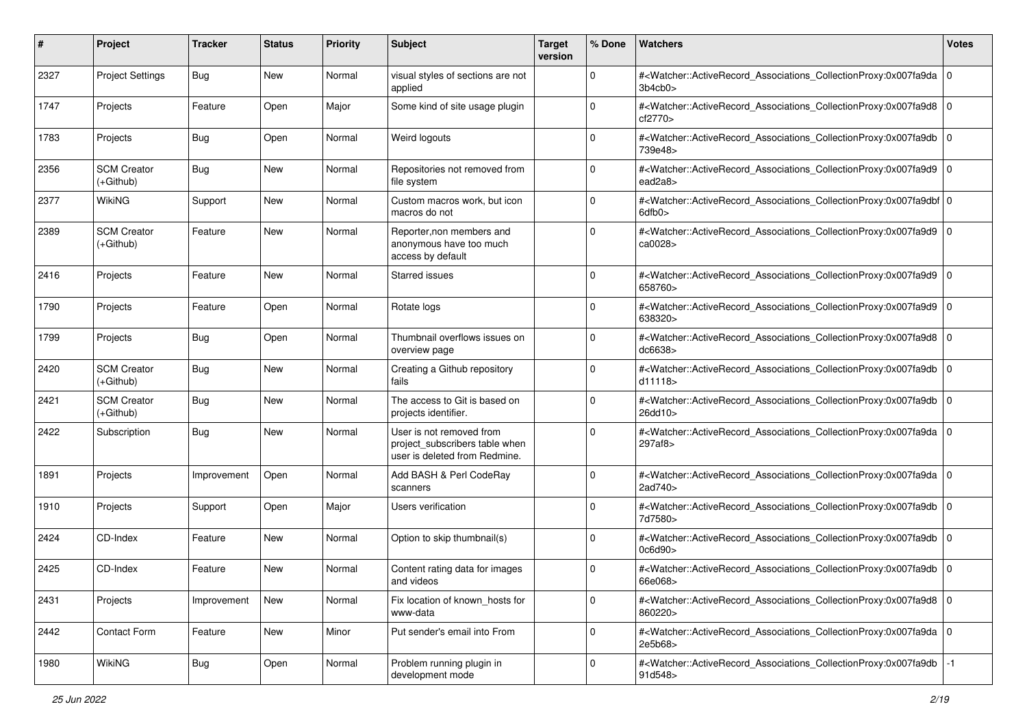| # | Project | Tracker | Status | Priority | Subject | Target version | % Done | Watchers | Votes |
|---|---|---|---|---|---|---|---|---|---|
| 2327 | Project Settings | Bug | New | Normal | visual styles of sections are not applied | | 0 | #<Watcher::ActiveRecord_Associations_CollectionProxy:0x007fa9da3b4cb0> | 0 |
| 1747 | Projects | Feature | Open | Major | Some kind of site usage plugin | | 0 | #<Watcher::ActiveRecord_Associations_CollectionProxy:0x007fa9d8cf2770> | 0 |
| 1783 | Projects | Bug | Open | Normal | Weird logouts | | 0 | #<Watcher::ActiveRecord_Associations_CollectionProxy:0x007fa9db739e48> | 0 |
| 2356 | SCM Creator (+Github) | Bug | New | Normal | Repositories not removed from file system | | 0 | #<Watcher::ActiveRecord_Associations_CollectionProxy:0x007fa9d9ead2a8> | 0 |
| 2377 | WikiNG | Support | New | Normal | Custom macros work, but icon macros do not | | 0 | #<Watcher::ActiveRecord_Associations_CollectionProxy:0x007fa9dbf6dfb0> | 0 |
| 2389 | SCM Creator (+Github) | Feature | New | Normal | Reporter,non members and anonymous have too much access by default | | 0 | #<Watcher::ActiveRecord_Associations_CollectionProxy:0x007fa9d9ca0028> | 0 |
| 2416 | Projects | Feature | New | Normal | Starred issues | | 0 | #<Watcher::ActiveRecord_Associations_CollectionProxy:0x007fa9d9658760> | 0 |
| 1790 | Projects | Feature | Open | Normal | Rotate logs | | 0 | #<Watcher::ActiveRecord_Associations_CollectionProxy:0x007fa9d9638320> | 0 |
| 1799 | Projects | Bug | Open | Normal | Thumbnail overflows issues on overview page | | 0 | #<Watcher::ActiveRecord_Associations_CollectionProxy:0x007fa9d8dc6638> | 0 |
| 2420 | SCM Creator (+Github) | Bug | New | Normal | Creating a Github repository fails | | 0 | #<Watcher::ActiveRecord_Associations_CollectionProxy:0x007fa9dbd11118> | 0 |
| 2421 | SCM Creator (+Github) | Bug | New | Normal | The access to Git is based on projects identifier. | | 0 | #<Watcher::ActiveRecord_Associations_CollectionProxy:0x007fa9db26dd10> | 0 |
| 2422 | Subscription | Bug | New | Normal | User is not removed from project_subscribers table when user is deleted from Redmine. | | 0 | #<Watcher::ActiveRecord_Associations_CollectionProxy:0x007fa9da297af8> | 0 |
| 1891 | Projects | Improvement | Open | Normal | Add BASH & Perl CodeRay scanners | | 0 | #<Watcher::ActiveRecord_Associations_CollectionProxy:0x007fa9da2ad740> | 0 |
| 1910 | Projects | Support | Open | Major | Users verification | | 0 | #<Watcher::ActiveRecord_Associations_CollectionProxy:0x007fa9db7d7580> | 0 |
| 2424 | CD-Index | Feature | New | Normal | Option to skip thumbnail(s) | | 0 | #<Watcher::ActiveRecord_Associations_CollectionProxy:0x007fa9db0c6d90> | 0 |
| 2425 | CD-Index | Feature | New | Normal | Content rating data for images and videos | | 0 | #<Watcher::ActiveRecord_Associations_CollectionProxy:0x007fa9db66e068> | 0 |
| 2431 | Projects | Improvement | New | Normal | Fix location of known_hosts for www-data | | 0 | #<Watcher::ActiveRecord_Associations_CollectionProxy:0x007fa9d8860220> | 0 |
| 2442 | Contact Form | Feature | New | Minor | Put sender's email into From | | 0 | #<Watcher::ActiveRecord_Associations_CollectionProxy:0x007fa9da2e5b68> | 0 |
| 1980 | WikiNG | Bug | Open | Normal | Problem running plugin in development mode | | 0 | #<Watcher::ActiveRecord_Associations_CollectionProxy:0x007fa9db91d548> | -1 |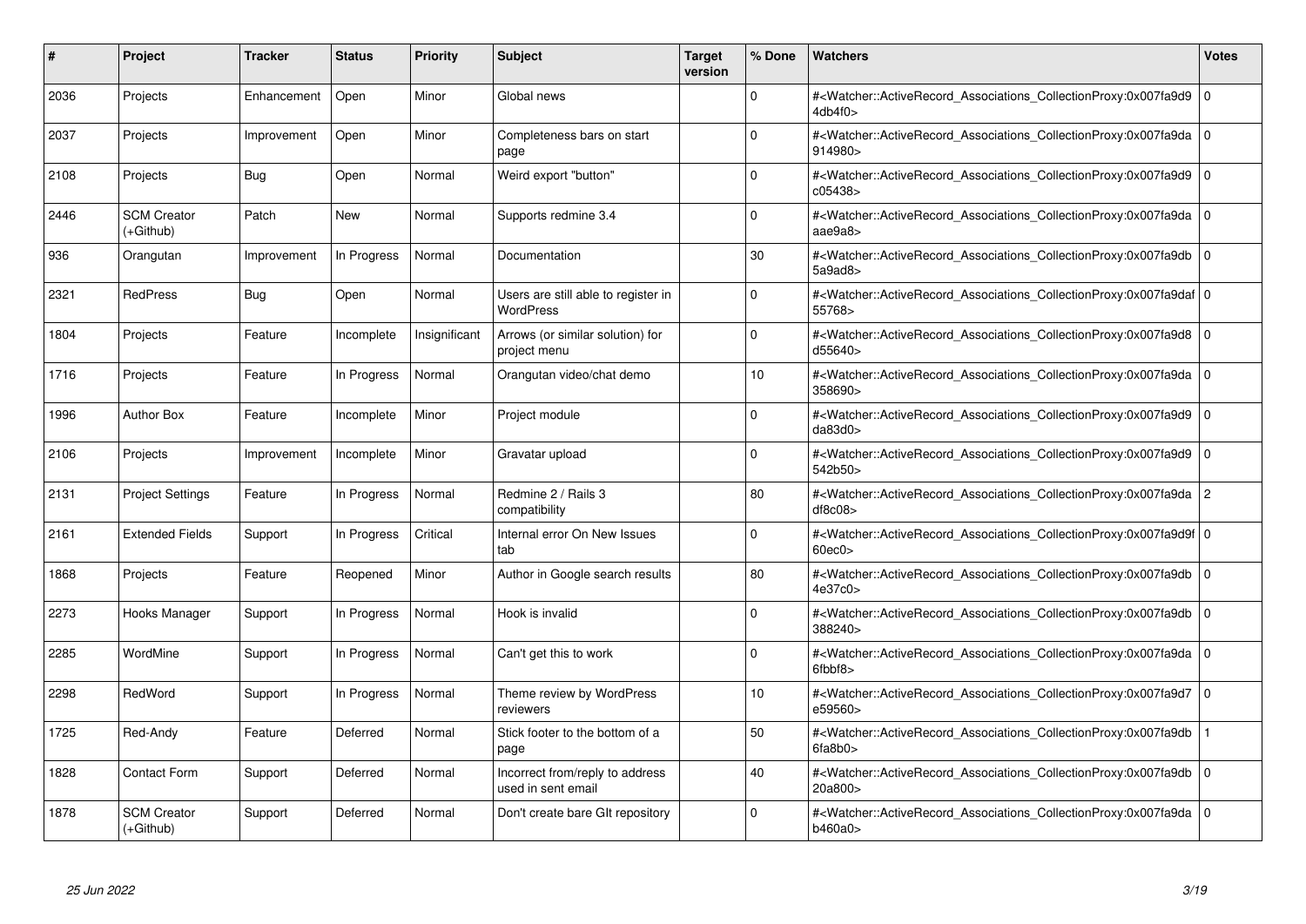| # | Project | Tracker | Status | Priority | Subject | Target version | % Done | Watchers | Votes |
|---|---|---|---|---|---|---|---|---|---|
| 2036 | Projects | Enhancement | Open | Minor | Global news | | 0 | #<Watcher::ActiveRecord_Associations_CollectionProxy:0x007fa9d94db4f0> | 0 |
| 2037 | Projects | Improvement | Open | Minor | Completeness bars on start page | | 0 | #<Watcher::ActiveRecord_Associations_CollectionProxy:0x007fa9da914980> | 0 |
| 2108 | Projects | Bug | Open | Normal | Weird export "button" | | 0 | #<Watcher::ActiveRecord_Associations_CollectionProxy:0x007fa9d9c05438> | 0 |
| 2446 | SCM Creator (+Github) | Patch | New | Normal | Supports redmine 3.4 | | 0 | #<Watcher::ActiveRecord_Associations_CollectionProxy:0x007fa9daaae9a8> | 0 |
| 936 | Orangutan | Improvement | In Progress | Normal | Documentation | | 30 | #<Watcher::ActiveRecord_Associations_CollectionProxy:0x007fa9db5a9ad8> | 0 |
| 2321 | RedPress | Bug | Open | Normal | Users are still able to register in WordPress | | 0 | #<Watcher::ActiveRecord_Associations_CollectionProxy:0x007fa9daf55768> | 0 |
| 1804 | Projects | Feature | Incomplete | Insignificant | Arrows (or similar solution) for project menu | | 0 | #<Watcher::ActiveRecord_Associations_CollectionProxy:0x007fa9d8d55640> | 0 |
| 1716 | Projects | Feature | In Progress | Normal | Orangutan video/chat demo | | 10 | #<Watcher::ActiveRecord_Associations_CollectionProxy:0x007fa9da358690> | 0 |
| 1996 | Author Box | Feature | Incomplete | Minor | Project module | | 0 | #<Watcher::ActiveRecord_Associations_CollectionProxy:0x007fa9d9da83d0> | 0 |
| 2106 | Projects | Improvement | Incomplete | Minor | Gravatar upload | | 0 | #<Watcher::ActiveRecord_Associations_CollectionProxy:0x007fa9d9542b50> | 0 |
| 2131 | Project Settings | Feature | In Progress | Normal | Redmine 2 / Rails 3 compatibility | | 80 | #<Watcher::ActiveRecord_Associations_CollectionProxy:0x007fa9dadf8c08> | 2 |
| 2161 | Extended Fields | Support | In Progress | Critical | Internal error On New Issues tab | | 0 | #<Watcher::ActiveRecord_Associations_CollectionProxy:0x007fa9d9f60ec0> | 0 |
| 1868 | Projects | Feature | Reopened | Minor | Author in Google search results | | 80 | #<Watcher::ActiveRecord_Associations_CollectionProxy:0x007fa9db4e37c0> | 0 |
| 2273 | Hooks Manager | Support | In Progress | Normal | Hook is invalid | | 0 | #<Watcher::ActiveRecord_Associations_CollectionProxy:0x007fa9db388240> | 0 |
| 2285 | WordMine | Support | In Progress | Normal | Can't get this to work | | 0 | #<Watcher::ActiveRecord_Associations_CollectionProxy:0x007fa9da6fbbf8> | 0 |
| 2298 | RedWord | Support | In Progress | Normal | Theme review by WordPress reviewers | | 10 | #<Watcher::ActiveRecord_Associations_CollectionProxy:0x007fa9d7e59560> | 0 |
| 1725 | Red-Andy | Feature | Deferred | Normal | Stick footer to the bottom of a page | | 50 | #<Watcher::ActiveRecord_Associations_CollectionProxy:0x007fa9db6fa8b0> | 1 |
| 1828 | Contact Form | Support | Deferred | Normal | Incorrect from/reply to address used in sent email | | 40 | #<Watcher::ActiveRecord_Associations_CollectionProxy:0x007fa9db20a800> | 0 |
| 1878 | SCM Creator (+Github) | Support | Deferred | Normal | Don't create bare GIt repository | | 0 | #<Watcher::ActiveRecord_Associations_CollectionProxy:0x007fa9dab460a0> | 0 |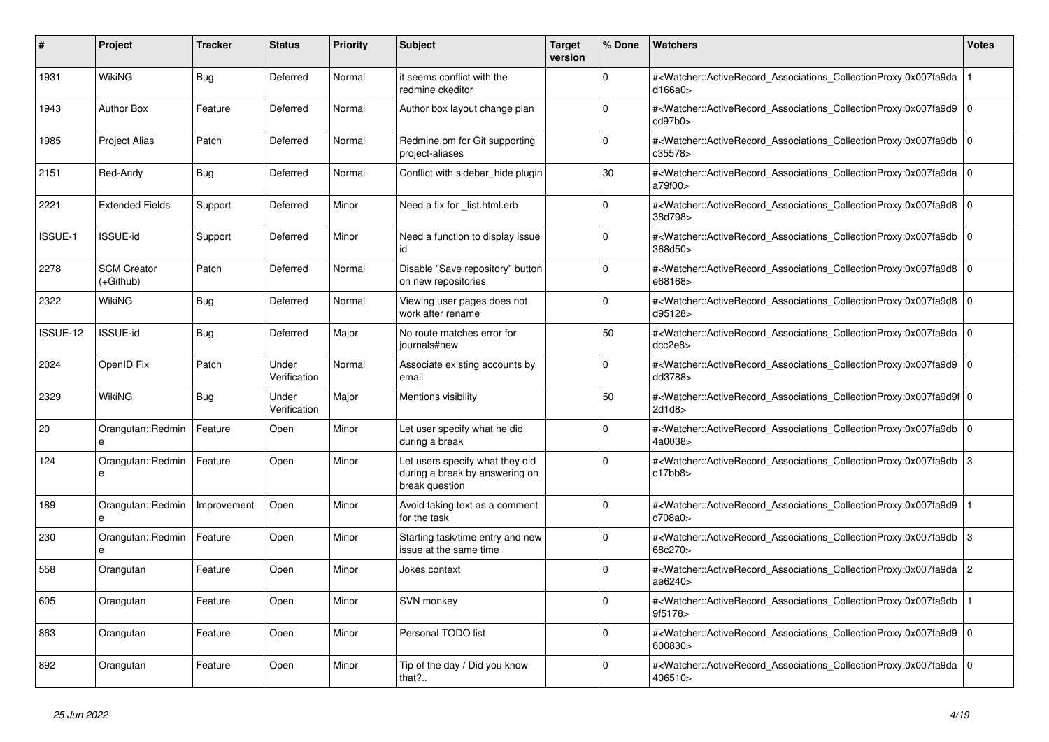| # | Project | Tracker | Status | Priority | Subject | Target version | % Done | Watchers | Votes |
|---|---|---|---|---|---|---|---|---|---|
| 1931 | WikiNG | Bug | Deferred | Normal | it seems conflict with the redmine ckeditor | | 0 | #<Watcher::ActiveRecord_Associations_CollectionProxy:0x007fa9dad166a0> | 1 |
| 1943 | Author Box | Feature | Deferred | Normal | Author box layout change plan | | 0 | #<Watcher::ActiveRecord_Associations_CollectionProxy:0x007fa9d9cd97b0> | 0 |
| 1985 | Project Alias | Patch | Deferred | Normal | Redmine.pm for Git supporting project-aliases | | 0 | #<Watcher::ActiveRecord_Associations_CollectionProxy:0x007fa9dbc35578> | 0 |
| 2151 | Red-Andy | Bug | Deferred | Normal | Conflict with sidebar_hide plugin | | 30 | #<Watcher::ActiveRecord_Associations_CollectionProxy:0x007fa9daa79f00> | 0 |
| 2221 | Extended Fields | Support | Deferred | Minor | Need a fix for _list.html.erb | | 0 | #<Watcher::ActiveRecord_Associations_CollectionProxy:0x007fa9d838d798> | 0 |
| ISSUE-1 | ISSUE-id | Support | Deferred | Minor | Need a function to display issue id | | 0 | #<Watcher::ActiveRecord_Associations_CollectionProxy:0x007fa9db368d50> | 0 |
| 2278 | SCM Creator (+Github) | Patch | Deferred | Normal | Disable "Save repository" button on new repositories | | 0 | #<Watcher::ActiveRecord_Associations_CollectionProxy:0x007fa9d8e68168> | 0 |
| 2322 | WikiNG | Bug | Deferred | Normal | Viewing user pages does not work after rename | | 0 | #<Watcher::ActiveRecord_Associations_CollectionProxy:0x007fa9d8d95128> | 0 |
| ISSUE-12 | ISSUE-id | Bug | Deferred | Major | No route matches error for journals#new | | 50 | #<Watcher::ActiveRecord_Associations_CollectionProxy:0x007fa9dadcc2e8> | 0 |
| 2024 | OpenID Fix | Patch | Under Verification | Normal | Associate existing accounts by email | | 0 | #<Watcher::ActiveRecord_Associations_CollectionProxy:0x007fa9d9dd3788> | 0 |
| 2329 | WikiNG | Bug | Under Verification | Major | Mentions visibility | | 50 | #<Watcher::ActiveRecord_Associations_CollectionProxy:0x007fa9d9f2d1d8> | 0 |
| 20 | Orangutan::Redmine | Feature | Open | Minor | Let user specify what he did during a break | | 0 | #<Watcher::ActiveRecord_Associations_CollectionProxy:0x007fa9db4a0038> | 0 |
| 124 | Orangutan::Redmine | Feature | Open | Minor | Let users specify what they did during a break by answering on break question | | 0 | #<Watcher::ActiveRecord_Associations_CollectionProxy:0x007fa9dbc17bb8> | 3 |
| 189 | Orangutan::Redmine | Improvement | Open | Minor | Avoid taking text as a comment for the task | | 0 | #<Watcher::ActiveRecord_Associations_CollectionProxy:0x007fa9d9c708a0> | 1 |
| 230 | Orangutan::Redmine | Feature | Open | Minor | Starting task/time entry and new issue at the same time | | 0 | #<Watcher::ActiveRecord_Associations_CollectionProxy:0x007fa9db68c270> | 3 |
| 558 | Orangutan | Feature | Open | Minor | Jokes context | | 0 | #<Watcher::ActiveRecord_Associations_CollectionProxy:0x007fa9daae6240> | 2 |
| 605 | Orangutan | Feature | Open | Minor | SVN monkey | | 0 | #<Watcher::ActiveRecord_Associations_CollectionProxy:0x007fa9db9f5178> | 1 |
| 863 | Orangutan | Feature | Open | Minor | Personal TODO list | | 0 | #<Watcher::ActiveRecord_Associations_CollectionProxy:0x007fa9d9600830> | 0 |
| 892 | Orangutan | Feature | Open | Minor | Tip of the day / Did you know that?.. | | 0 | #<Watcher::ActiveRecord_Associations_CollectionProxy:0x007fa9da406510> | 0 |

*25 Jun 2022*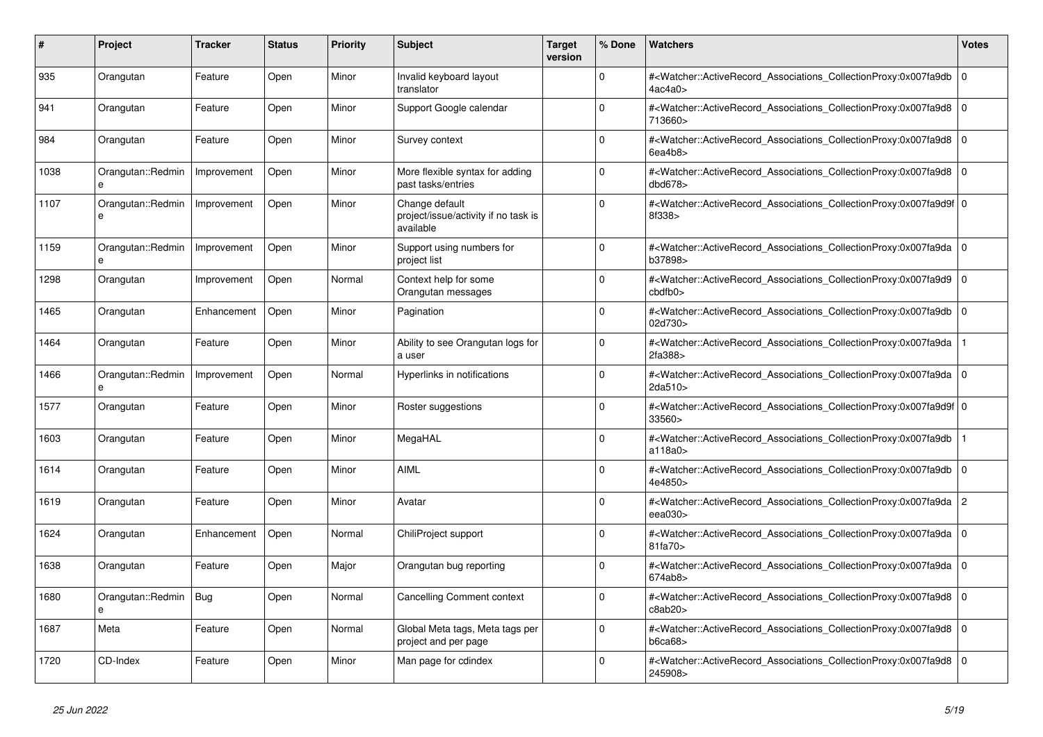| # | Project | Tracker | Status | Priority | Subject | Target version | % Done | Watchers | Votes |
|---|---|---|---|---|---|---|---|---|---|
| 935 | Orangutan | Feature | Open | Minor | Invalid keyboard layout translator | | 0 | #<Watcher::ActiveRecord_Associations_CollectionProxy:0x007fa9db4ac4a0> | 0 |
| 941 | Orangutan | Feature | Open | Minor | Support Google calendar | | 0 | #<Watcher::ActiveRecord_Associations_CollectionProxy:0x007fa9d8713660> | 0 |
| 984 | Orangutan | Feature | Open | Minor | Survey context | | 0 | #<Watcher::ActiveRecord_Associations_CollectionProxy:0x007fa9d86ea4b8> | 0 |
| 1038 | Orangutan::Redmine | Improvement | Open | Minor | More flexible syntax for adding past tasks/entries | | 0 | #<Watcher::ActiveRecord_Associations_CollectionProxy:0x007fa9d8dbd678> | 0 |
| 1107 | Orangutan::Redmine | Improvement | Open | Minor | Change default project/issue/activity if no task is available | | 0 | #<Watcher::ActiveRecord_Associations_CollectionProxy:0x007fa9d9f8f338> | 0 |
| 1159 | Orangutan::Redmine | Improvement | Open | Minor | Support using numbers for project list | | 0 | #<Watcher::ActiveRecord_Associations_CollectionProxy:0x007fa9dab37898> | 0 |
| 1298 | Orangutan | Improvement | Open | Normal | Context help for some Orangutan messages | | 0 | #<Watcher::ActiveRecord_Associations_CollectionProxy:0x007fa9d9cbdfb0> | 0 |
| 1465 | Orangutan | Enhancement | Open | Minor | Pagination | | 0 | #<Watcher::ActiveRecord_Associations_CollectionProxy:0x007fa9db02d730> | 0 |
| 1464 | Orangutan | Feature | Open | Minor | Ability to see Orangutan logs for a user | | 0 | #<Watcher::ActiveRecord_Associations_CollectionProxy:0x007fa9da2fa388> | 1 |
| 1466 | Orangutan::Redmine | Improvement | Open | Normal | Hyperlinks in notifications | | 0 | #<Watcher::ActiveRecord_Associations_CollectionProxy:0x007fa9da2da510> | 0 |
| 1577 | Orangutan | Feature | Open | Minor | Roster suggestions | | 0 | #<Watcher::ActiveRecord_Associations_CollectionProxy:0x007fa9d9f33560> | 0 |
| 1603 | Orangutan | Feature | Open | Minor | MegaHAL | | 0 | #<Watcher::ActiveRecord_Associations_CollectionProxy:0x007fa9dba118a0> | 1 |
| 1614 | Orangutan | Feature | Open | Minor | AIML | | 0 | #<Watcher::ActiveRecord_Associations_CollectionProxy:0x007fa9db4e4850> | 0 |
| 1619 | Orangutan | Feature | Open | Minor | Avatar | | 0 | #<Watcher::ActiveRecord_Associations_CollectionProxy:0x007fa9daeea030> | 2 |
| 1624 | Orangutan | Enhancement | Open | Normal | ChiliProject support | | 0 | #<Watcher::ActiveRecord_Associations_CollectionProxy:0x007fa9da81fa70> | 0 |
| 1638 | Orangutan | Feature | Open | Major | Orangutan bug reporting | | 0 | #<Watcher::ActiveRecord_Associations_CollectionProxy:0x007fa9da674ab8> | 0 |
| 1680 | Orangutan::Redmine | Bug | Open | Normal | Cancelling Comment context | | 0 | #<Watcher::ActiveRecord_Associations_CollectionProxy:0x007fa9d8c8ab20> | 0 |
| 1687 | Meta | Feature | Open | Normal | Global Meta tags, Meta tags per project and per page | | 0 | #<Watcher::ActiveRecord_Associations_CollectionProxy:0x007fa9d8b6ca68> | 0 |
| 1720 | CD-Index | Feature | Open | Minor | Man page for cdindex | | 0 | #<Watcher::ActiveRecord_Associations_CollectionProxy:0x007fa9d8245908> | 0 |

*25 Jun 2022*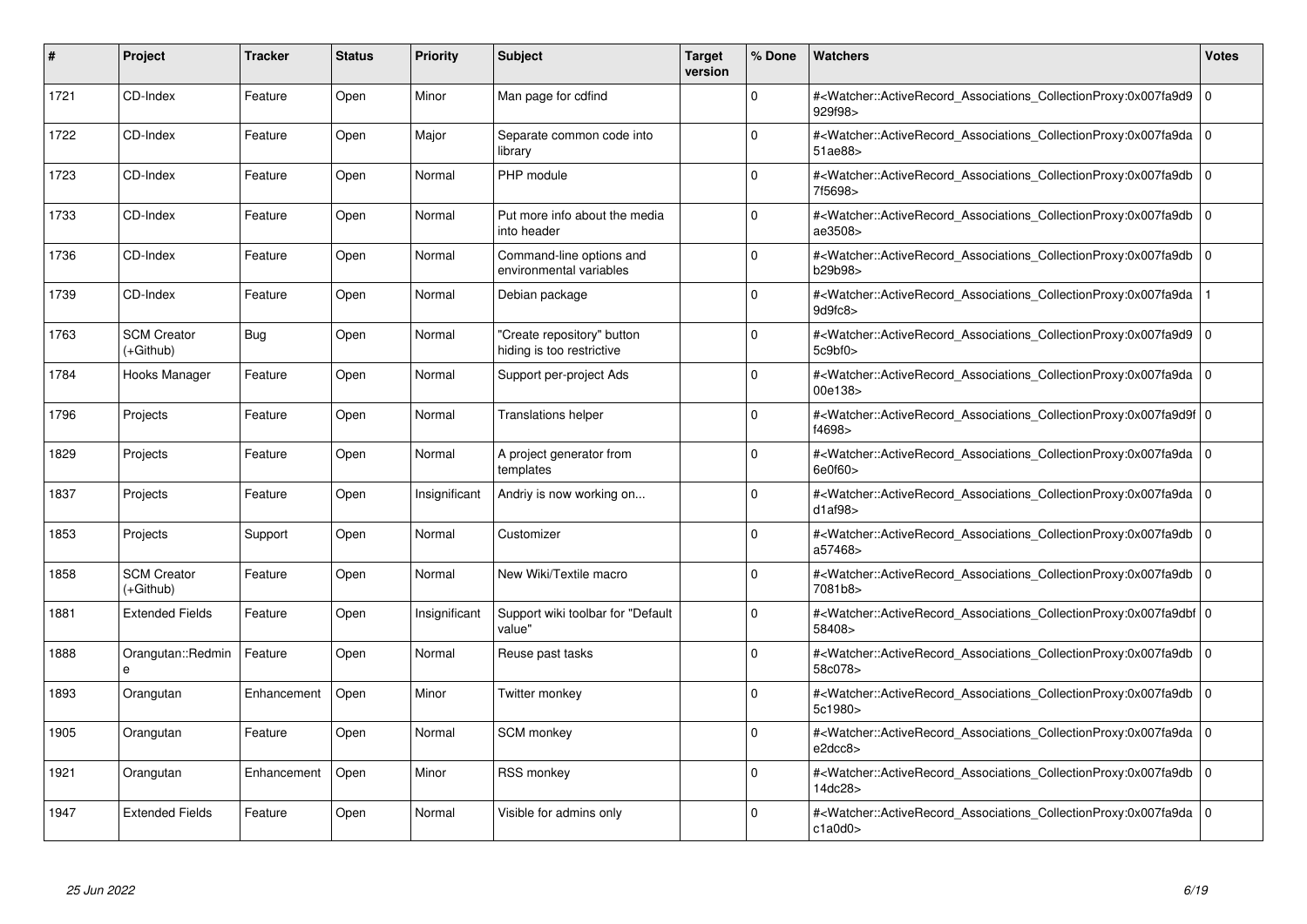| # | Project | Tracker | Status | Priority | Subject | Target version | % Done | Watchers | Votes |
|---|---|---|---|---|---|---|---|---|---|
| 1721 | CD-Index | Feature | Open | Minor | Man page for cdfind | | 0 | #<Watcher::ActiveRecord_Associations_CollectionProxy:0x007fa9d9929f98> | 0 |
| 1722 | CD-Index | Feature | Open | Major | Separate common code into library | | 0 | #<Watcher::ActiveRecord_Associations_CollectionProxy:0x007fa9da51ae88> | 0 |
| 1723 | CD-Index | Feature | Open | Normal | PHP module | | 0 | #<Watcher::ActiveRecord_Associations_CollectionProxy:0x007fa9db7f5698> | 0 |
| 1733 | CD-Index | Feature | Open | Normal | Put more info about the media into header | | 0 | #<Watcher::ActiveRecord_Associations_CollectionProxy:0x007fa9dbae3508> | 0 |
| 1736 | CD-Index | Feature | Open | Normal | Command-line options and environmental variables | | 0 | #<Watcher::ActiveRecord_Associations_CollectionProxy:0x007fa9dbb29b98> | 0 |
| 1739 | CD-Index | Feature | Open | Normal | Debian package | | 0 | #<Watcher::ActiveRecord_Associations_CollectionProxy:0x007fa9da9d9fc8> | 1 |
| 1763 | SCM Creator (+Github) | Bug | Open | Normal | "Create repository" button hiding is too restrictive | | 0 | #<Watcher::ActiveRecord_Associations_CollectionProxy:0x007fa9d95c9bf0> | 0 |
| 1784 | Hooks Manager | Feature | Open | Normal | Support per-project Ads | | 0 | #<Watcher::ActiveRecord_Associations_CollectionProxy:0x007fa9da00e138> | 0 |
| 1796 | Projects | Feature | Open | Normal | Translations helper | | 0 | #<Watcher::ActiveRecord_Associations_CollectionProxy:0x007fa9d9ff4698> | 0 |
| 1829 | Projects | Feature | Open | Normal | A project generator from templates | | 0 | #<Watcher::ActiveRecord_Associations_CollectionProxy:0x007fa9da6e0f60> | 0 |
| 1837 | Projects | Feature | Open | Insignificant | Andriy is now working on... | | 0 | #<Watcher::ActiveRecord_Associations_CollectionProxy:0x007fa9dad1af98> | 0 |
| 1853 | Projects | Support | Open | Normal | Customizer | | 0 | #<Watcher::ActiveRecord_Associations_CollectionProxy:0x007fa9dba57468> | 0 |
| 1858 | SCM Creator (+Github) | Feature | Open | Normal | New Wiki/Textile macro | | 0 | #<Watcher::ActiveRecord_Associations_CollectionProxy:0x007fa9db7081b8> | 0 |
| 1881 | Extended Fields | Feature | Open | Insignificant | Support wiki toolbar for "Default value" | | 0 | #<Watcher::ActiveRecord_Associations_CollectionProxy:0x007fa9dbf58408> | 0 |
| 1888 | Orangutan::Redmine | Feature | Open | Normal | Reuse past tasks | | 0 | #<Watcher::ActiveRecord_Associations_CollectionProxy:0x007fa9db58c078> | 0 |
| 1893 | Orangutan | Enhancement | Open | Minor | Twitter monkey | | 0 | #<Watcher::ActiveRecord_Associations_CollectionProxy:0x007fa9db5c1980> | 0 |
| 1905 | Orangutan | Feature | Open | Normal | SCM monkey | | 0 | #<Watcher::ActiveRecord_Associations_CollectionProxy:0x007fa9dae2dcc8> | 0 |
| 1921 | Orangutan | Enhancement | Open | Minor | RSS monkey | | 0 | #<Watcher::ActiveRecord_Associations_CollectionProxy:0x007fa9db14dc28> | 0 |
| 1947 | Extended Fields | Feature | Open | Normal | Visible for admins only | | 0 | #<Watcher::ActiveRecord_Associations_CollectionProxy:0x007fa9dac1a0d0> | 0 |

*25 Jun 2022*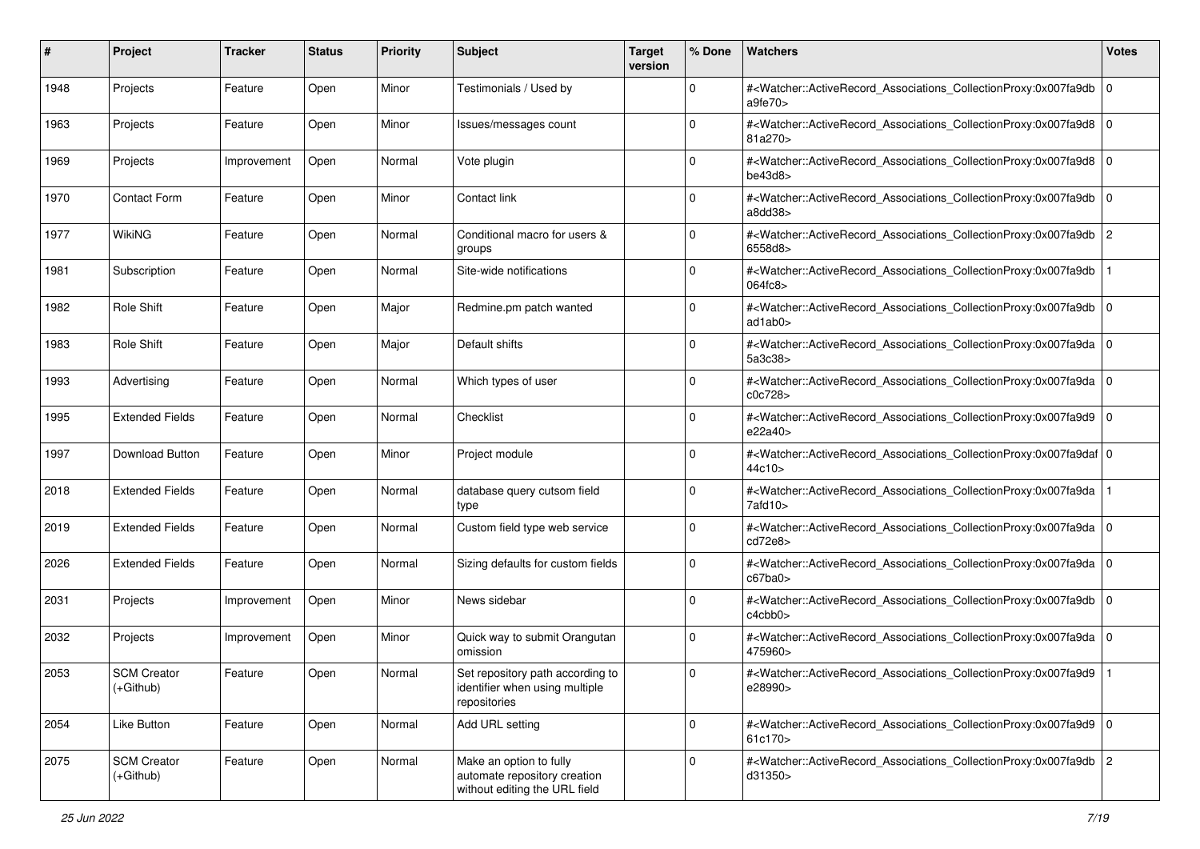| # | Project | Tracker | Status | Priority | Subject | Target version | % Done | Watchers | Votes |
|---|---|---|---|---|---|---|---|---|---|
| 1948 | Projects | Feature | Open | Minor | Testimonials / Used by | | 0 | #<Watcher::ActiveRecord_Associations_CollectionProxy:0x007fa9dba9fe70> | 0 |
| 1963 | Projects | Feature | Open | Minor | Issues/messages count | | 0 | #<Watcher::ActiveRecord_Associations_CollectionProxy:0x007fa9d881a270> | 0 |
| 1969 | Projects | Improvement | Open | Normal | Vote plugin | | 0 | #<Watcher::ActiveRecord_Associations_CollectionProxy:0x007fa9d8be43d8> | 0 |
| 1970 | Contact Form | Feature | Open | Minor | Contact link | | 0 | #<Watcher::ActiveRecord_Associations_CollectionProxy:0x007fa9dba8dd38> | 0 |
| 1977 | WikiNG | Feature | Open | Normal | Conditional macro for users & groups | | 0 | #<Watcher::ActiveRecord_Associations_CollectionProxy:0x007fa9db6558d8> | 2 |
| 1981 | Subscription | Feature | Open | Normal | Site-wide notifications | | 0 | #<Watcher::ActiveRecord_Associations_CollectionProxy:0x007fa9db064fc8> | 1 |
| 1982 | Role Shift | Feature | Open | Major | Redmine.pm patch wanted | | 0 | #<Watcher::ActiveRecord_Associations_CollectionProxy:0x007fa9dbad1ab0> | 0 |
| 1983 | Role Shift | Feature | Open | Major | Default shifts | | 0 | #<Watcher::ActiveRecord_Associations_CollectionProxy:0x007fa9da5a3c38> | 0 |
| 1993 | Advertising | Feature | Open | Normal | Which types of user | | 0 | #<Watcher::ActiveRecord_Associations_CollectionProxy:0x007fa9dac0c728> | 0 |
| 1995 | Extended Fields | Feature | Open | Normal | Checklist | | 0 | #<Watcher::ActiveRecord_Associations_CollectionProxy:0x007fa9d9e22a40> | 0 |
| 1997 | Download Button | Feature | Open | Minor | Project module | | 0 | #<Watcher::ActiveRecord_Associations_CollectionProxy:0x007fa9daf44c10> | 0 |
| 2018 | Extended Fields | Feature | Open | Normal | database query cutsom field type | | 0 | #<Watcher::ActiveRecord_Associations_CollectionProxy:0x007fa9da7afd10> | 1 |
| 2019 | Extended Fields | Feature | Open | Normal | Custom field type web service | | 0 | #<Watcher::ActiveRecord_Associations_CollectionProxy:0x007fa9dacd72e8> | 0 |
| 2026 | Extended Fields | Feature | Open | Normal | Sizing defaults for custom fields | | 0 | #<Watcher::ActiveRecord_Associations_CollectionProxy:0x007fa9dac67ba0> | 0 |
| 2031 | Projects | Improvement | Open | Minor | News sidebar | | 0 | #<Watcher::ActiveRecord_Associations_CollectionProxy:0x007fa9dbc4cbb0> | 0 |
| 2032 | Projects | Improvement | Open | Minor | Quick way to submit Orangutan omission | | 0 | #<Watcher::ActiveRecord_Associations_CollectionProxy:0x007fa9da475960> | 0 |
| 2053 | SCM Creator (+Github) | Feature | Open | Normal | Set repository path according to identifier when using multiple repositories | | 0 | #<Watcher::ActiveRecord_Associations_CollectionProxy:0x007fa9d9e28990> | 1 |
| 2054 | Like Button | Feature | Open | Normal | Add URL setting | | 0 | #<Watcher::ActiveRecord_Associations_CollectionProxy:0x007fa9d961c170> | 0 |
| 2075 | SCM Creator (+Github) | Feature | Open | Normal | Make an option to fully automate repository creation without editing the URL field | | 0 | #<Watcher::ActiveRecord_Associations_CollectionProxy:0x007fa9dbd31350> | 2 |

*25 Jun 2022*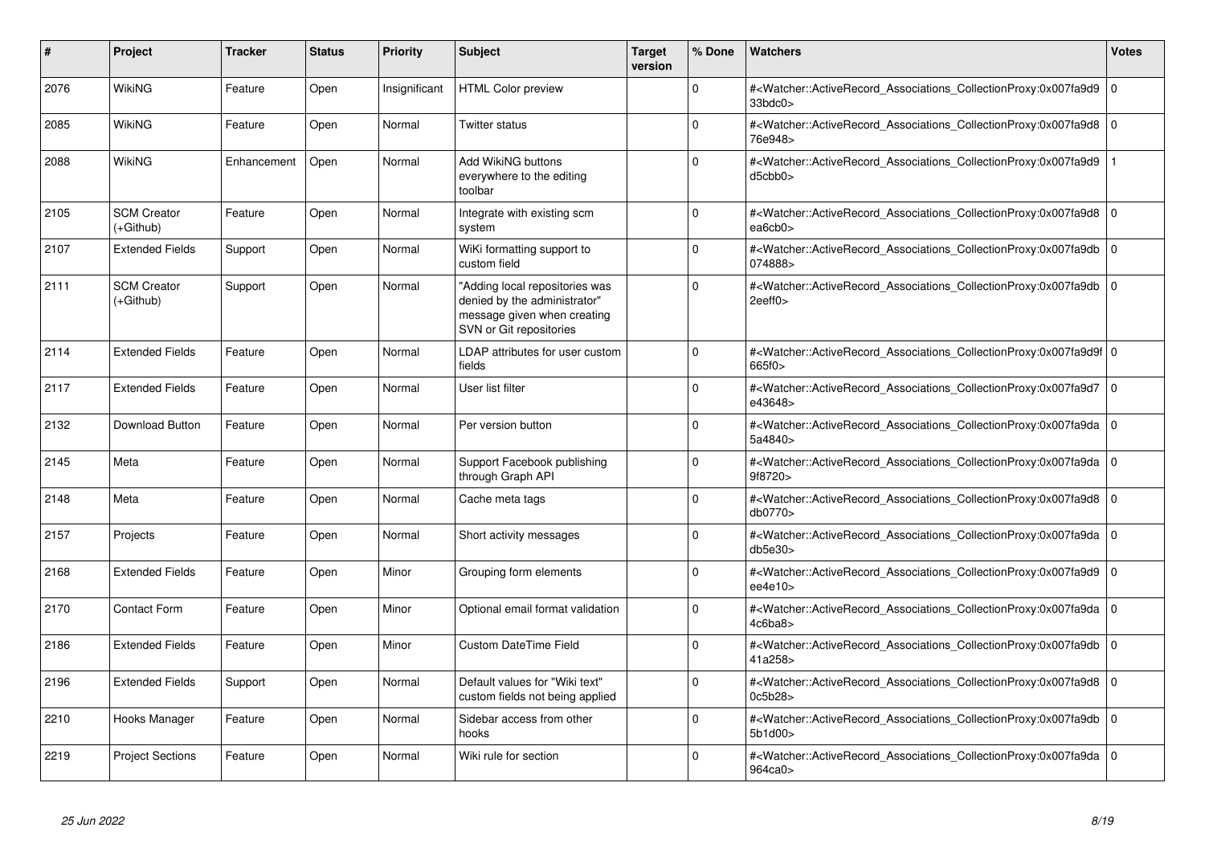| # | Project | Tracker | Status | Priority | Subject | Target version | % Done | Watchers | Votes |
|---|---|---|---|---|---|---|---|---|---|
| 2076 | WikiNG | Feature | Open | Insignificant | HTML Color preview | | 0 | #<Watcher::ActiveRecord_Associations_CollectionProxy:0x007fa9d933bdc0> | 0 |
| 2085 | WikiNG | Feature | Open | Normal | Twitter status | | 0 | #<Watcher::ActiveRecord_Associations_CollectionProxy:0x007fa9d876e948> | 0 |
| 2088 | WikiNG | Enhancement | Open | Normal | Add WikiNG buttons everywhere to the editing toolbar | | 0 | #<Watcher::ActiveRecord_Associations_CollectionProxy:0x007fa9d9d5cbb0> | 1 |
| 2105 | SCM Creator (+Github) | Feature | Open | Normal | Integrate with existing scm system | | 0 | #<Watcher::ActiveRecord_Associations_CollectionProxy:0x007fa9d8ea6cb0> | 0 |
| 2107 | Extended Fields | Support | Open | Normal | WiKi formatting support to custom field | | 0 | #<Watcher::ActiveRecord_Associations_CollectionProxy:0x007fa9db074888> | 0 |
| 2111 | SCM Creator (+Github) | Support | Open | Normal | "Adding local repositories was denied by the administrator" message given when creating SVN or Git repositories | | 0 | #<Watcher::ActiveRecord_Associations_CollectionProxy:0x007fa9db2eeff0> | 0 |
| 2114 | Extended Fields | Feature | Open | Normal | LDAP attributes for user custom fields | | 0 | #<Watcher::ActiveRecord_Associations_CollectionProxy:0x007fa9d9f665f0> | 0 |
| 2117 | Extended Fields | Feature | Open | Normal | User list filter | | 0 | #<Watcher::ActiveRecord_Associations_CollectionProxy:0x007fa9d7e43648> | 0 |
| 2132 | Download Button | Feature | Open | Normal | Per version button | | 0 | #<Watcher::ActiveRecord_Associations_CollectionProxy:0x007fa9da5a4840> | 0 |
| 2145 | Meta | Feature | Open | Normal | Support Facebook publishing through Graph API | | 0 | #<Watcher::ActiveRecord_Associations_CollectionProxy:0x007fa9da9f8720> | 0 |
| 2148 | Meta | Feature | Open | Normal | Cache meta tags | | 0 | #<Watcher::ActiveRecord_Associations_CollectionProxy:0x007fa9d8db0770> | 0 |
| 2157 | Projects | Feature | Open | Normal | Short activity messages | | 0 | #<Watcher::ActiveRecord_Associations_CollectionProxy:0x007fa9dadb5e30> | 0 |
| 2168 | Extended Fields | Feature | Open | Minor | Grouping form elements | | 0 | #<Watcher::ActiveRecord_Associations_CollectionProxy:0x007fa9d9ee4e10> | 0 |
| 2170 | Contact Form | Feature | Open | Minor | Optional email format validation | | 0 | #<Watcher::ActiveRecord_Associations_CollectionProxy:0x007fa9da4c6ba8> | 0 |
| 2186 | Extended Fields | Feature | Open | Minor | Custom DateTime Field | | 0 | #<Watcher::ActiveRecord_Associations_CollectionProxy:0x007fa9db41a258> | 0 |
| 2196 | Extended Fields | Support | Open | Normal | Default values for "Wiki text" custom fields not being applied | | 0 | #<Watcher::ActiveRecord_Associations_CollectionProxy:0x007fa9d80c5b28> | 0 |
| 2210 | Hooks Manager | Feature | Open | Normal | Sidebar access from other hooks | | 0 | #<Watcher::ActiveRecord_Associations_CollectionProxy:0x007fa9db5b1d00> | 0 |
| 2219 | Project Sections | Feature | Open | Normal | Wiki rule for section | | 0 | #<Watcher::ActiveRecord_Associations_CollectionProxy:0x007fa9da964ca0> | 0 |

*25 Jun 2022*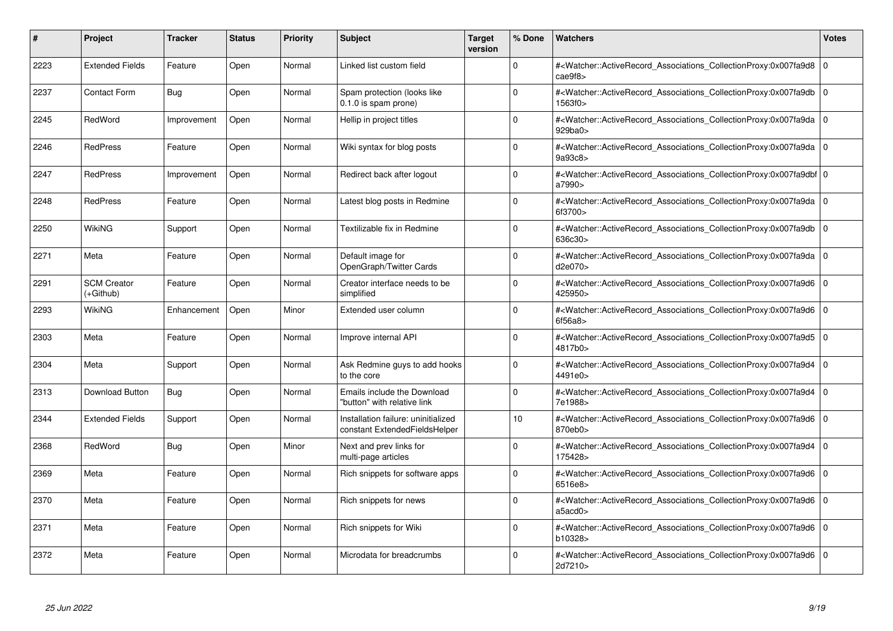| # | Project | Tracker | Status | Priority | Subject | Target version | % Done | Watchers | Votes |
|---|---|---|---|---|---|---|---|---|---|
| 2223 | Extended Fields | Feature | Open | Normal | Linked list custom field | | 0 | #<Watcher::ActiveRecord_Associations_CollectionProxy:0x007fa9d8cae9f8> | 0 |
| 2237 | Contact Form | Bug | Open | Normal | Spam protection (looks like 0.1.0 is spam prone) | | 0 | #<Watcher::ActiveRecord_Associations_CollectionProxy:0x007fa9db1563f0> | 0 |
| 2245 | RedWord | Improvement | Open | Normal | Hellip in project titles | | 0 | #<Watcher::ActiveRecord_Associations_CollectionProxy:0x007fa9da929ba0> | 0 |
| 2246 | RedPress | Feature | Open | Normal | Wiki syntax for blog posts | | 0 | #<Watcher::ActiveRecord_Associations_CollectionProxy:0x007fa9da9a93c8> | 0 |
| 2247 | RedPress | Improvement | Open | Normal | Redirect back after logout | | 0 | #<Watcher::ActiveRecord_Associations_CollectionProxy:0x007fa9dbfa7990> | 0 |
| 2248 | RedPress | Feature | Open | Normal | Latest blog posts in Redmine | | 0 | #<Watcher::ActiveRecord_Associations_CollectionProxy:0x007fa9da6f3700> | 0 |
| 2250 | WikiNG | Support | Open | Normal | Textilizable fix in Redmine | | 0 | #<Watcher::ActiveRecord_Associations_CollectionProxy:0x007fa9db636c30> | 0 |
| 2271 | Meta | Feature | Open | Normal | Default image for OpenGraph/Twitter Cards | | 0 | #<Watcher::ActiveRecord_Associations_CollectionProxy:0x007fa9dad2e070> | 0 |
| 2291 | SCM Creator (+Github) | Feature | Open | Normal | Creator interface needs to be simplified | | 0 | #<Watcher::ActiveRecord_Associations_CollectionProxy:0x007fa9d6425950> | 0 |
| 2293 | WikiNG | Enhancement | Open | Minor | Extended user column | | 0 | #<Watcher::ActiveRecord_Associations_CollectionProxy:0x007fa9d66f56a8> | 0 |
| 2303 | Meta | Feature | Open | Normal | Improve internal API | | 0 | #<Watcher::ActiveRecord_Associations_CollectionProxy:0x007fa9d54817b0> | 0 |
| 2304 | Meta | Support | Open | Normal | Ask Redmine guys to add hooks to the core | | 0 | #<Watcher::ActiveRecord_Associations_CollectionProxy:0x007fa9d44491e0> | 0 |
| 2313 | Download Button | Bug | Open | Normal | Emails include the Download "button" with relative link | | 0 | #<Watcher::ActiveRecord_Associations_CollectionProxy:0x007fa9d47e1988> | 0 |
| 2344 | Extended Fields | Support | Open | Normal | Installation failure: uninitialized constant ExtendedFieldsHelper | | 10 | #<Watcher::ActiveRecord_Associations_CollectionProxy:0x007fa9d6870eb0> | 0 |
| 2368 | RedWord | Bug | Open | Minor | Next and prev links for multi-page articles | | 0 | #<Watcher::ActiveRecord_Associations_CollectionProxy:0x007fa9d4175428> | 0 |
| 2369 | Meta | Feature | Open | Normal | Rich snippets for software apps | | 0 | #<Watcher::ActiveRecord_Associations_CollectionProxy:0x007fa9d66516e8> | 0 |
| 2370 | Meta | Feature | Open | Normal | Rich snippets for news | | 0 | #<Watcher::ActiveRecord_Associations_CollectionProxy:0x007fa9d6a5acd0> | 0 |
| 2371 | Meta | Feature | Open | Normal | Rich snippets for Wiki | | 0 | #<Watcher::ActiveRecord_Associations_CollectionProxy:0x007fa9d6b10328> | 0 |
| 2372 | Meta | Feature | Open | Normal | Microdata for breadcrumbs | | 0 | #<Watcher::ActiveRecord_Associations_CollectionProxy:0x007fa9d62d7210> | 0 |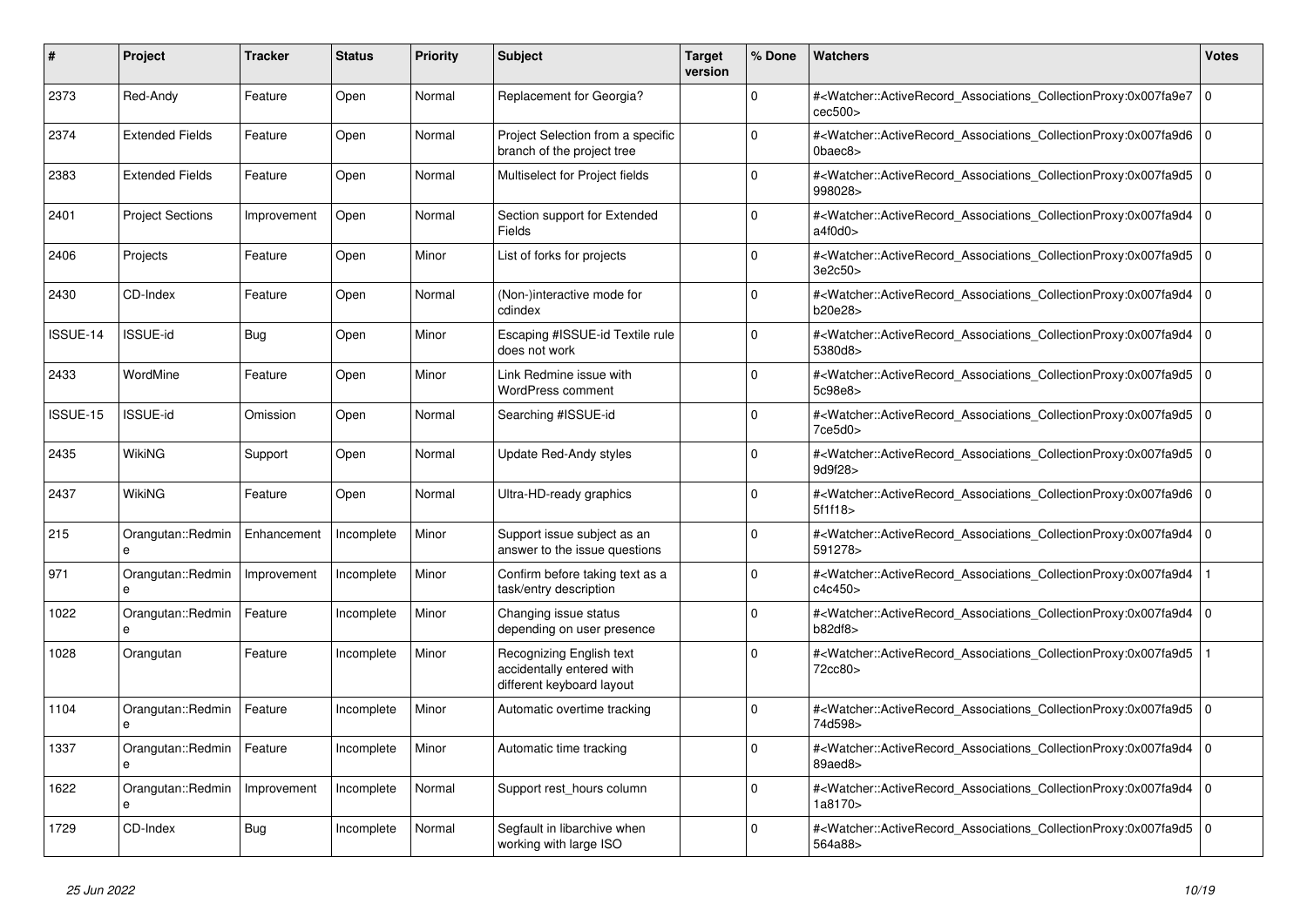| # | Project | Tracker | Status | Priority | Subject | Target version | % Done | Watchers | Votes |
|---|---|---|---|---|---|---|---|---|---|
| 2373 | Red-Andy | Feature | Open | Normal | Replacement for Georgia? | | 0 | #<Watcher::ActiveRecord_Associations_CollectionProxy:0x007fa9e7cec500> | 0 |
| 2374 | Extended Fields | Feature | Open | Normal | Project Selection from a specific branch of the project tree | | 0 | #<Watcher::ActiveRecord_Associations_CollectionProxy:0x007fa9d60baec8> | 0 |
| 2383 | Extended Fields | Feature | Open | Normal | Multiselect for Project fields | | 0 | #<Watcher::ActiveRecord_Associations_CollectionProxy:0x007fa9d5998028> | 0 |
| 2401 | Project Sections | Improvement | Open | Normal | Section support for Extended Fields | | 0 | #<Watcher::ActiveRecord_Associations_CollectionProxy:0x007fa9d4a4f0d0> | 0 |
| 2406 | Projects | Feature | Open | Minor | List of forks for projects | | 0 | #<Watcher::ActiveRecord_Associations_CollectionProxy:0x007fa9d53e2c50> | 0 |
| 2430 | CD-Index | Feature | Open | Normal | (Non-)interactive mode for cdindex | | 0 | #<Watcher::ActiveRecord_Associations_CollectionProxy:0x007fa9d4b20e28> | 0 |
| ISSUE-14 | ISSUE-id | Bug | Open | Minor | Escaping #ISSUE-id Textile rule does not work | | 0 | #<Watcher::ActiveRecord_Associations_CollectionProxy:0x007fa9d45380d8> | 0 |
| 2433 | WordMine | Feature | Open | Minor | Link Redmine issue with WordPress comment | | 0 | #<Watcher::ActiveRecord_Associations_CollectionProxy:0x007fa9d55c98e8> | 0 |
| ISSUE-15 | ISSUE-id | Omission | Open | Normal | Searching #ISSUE-id | | 0 | #<Watcher::ActiveRecord_Associations_CollectionProxy:0x007fa9d57ce5d0> | 0 |
| 2435 | WikiNG | Support | Open | Normal | Update Red-Andy styles | | 0 | #<Watcher::ActiveRecord_Associations_CollectionProxy:0x007fa9d59d9f28> | 0 |
| 2437 | WikiNG | Feature | Open | Normal | Ultra-HD-ready graphics | | 0 | #<Watcher::ActiveRecord_Associations_CollectionProxy:0x007fa9d65f1f18> | 0 |
| 215 | Orangutan::Redmine | Enhancement | Incomplete | Minor | Support issue subject as an answer to the issue questions | | 0 | #<Watcher::ActiveRecord_Associations_CollectionProxy:0x007fa9d4591278> | 0 |
| 971 | Orangutan::Redmine | Improvement | Incomplete | Minor | Confirm before taking text as a task/entry description | | 0 | #<Watcher::ActiveRecord_Associations_CollectionProxy:0x007fa9d4c4c450> | 1 |
| 1022 | Orangutan::Redmine | Feature | Incomplete | Minor | Changing issue status depending on user presence | | 0 | #<Watcher::ActiveRecord_Associations_CollectionProxy:0x007fa9d4b82df8> | 0 |
| 1028 | Orangutan | Feature | Incomplete | Minor | Recognizing English text accidentally entered with different keyboard layout | | 0 | #<Watcher::ActiveRecord_Associations_CollectionProxy:0x007fa9d572cc80> | 1 |
| 1104 | Orangutan::Redmine | Feature | Incomplete | Minor | Automatic overtime tracking | | 0 | #<Watcher::ActiveRecord_Associations_CollectionProxy:0x007fa9d574d598> | 0 |
| 1337 | Orangutan::Redmine | Feature | Incomplete | Minor | Automatic time tracking | | 0 | #<Watcher::ActiveRecord_Associations_CollectionProxy:0x007fa9d489aed8> | 0 |
| 1622 | Orangutan::Redmine | Improvement | Incomplete | Normal | Support rest_hours column | | 0 | #<Watcher::ActiveRecord_Associations_CollectionProxy:0x007fa9d41a8170> | 0 |
| 1729 | CD-Index | Bug | Incomplete | Normal | Segfault in libarchive when working with large ISO | | 0 | #<Watcher::ActiveRecord_Associations_CollectionProxy:0x007fa9d5564a88> | 0 |

*25 Jun 2022*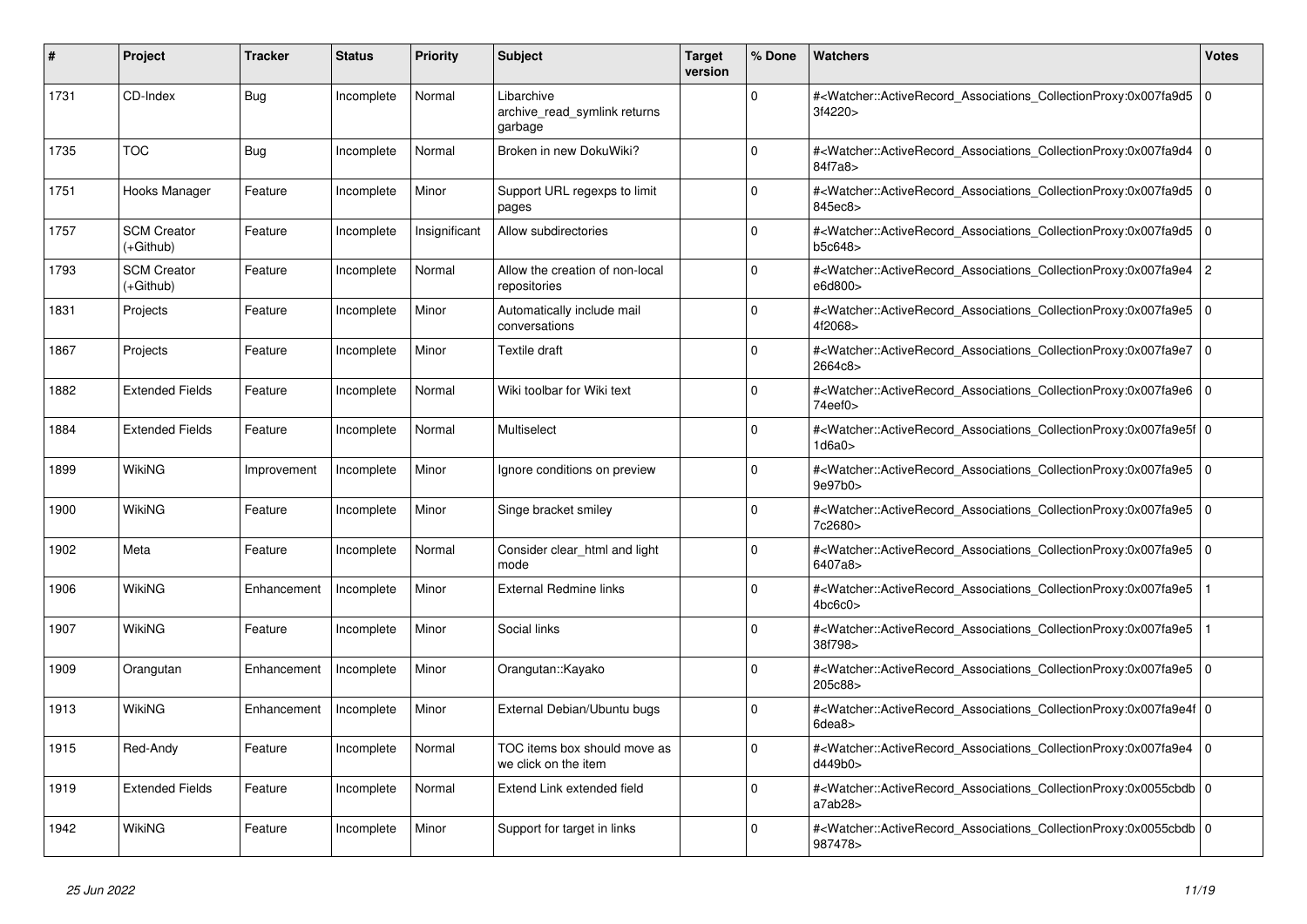| # | Project | Tracker | Status | Priority | Subject | Target version | % Done | Watchers | Votes |
|---|---|---|---|---|---|---|---|---|---|
| 1731 | CD-Index | Bug | Incomplete | Normal | Libarchive archive_read_symlink returns garbage | | 0 | #<Watcher::ActiveRecord_Associations_CollectionProxy:0x007fa9d53f4220> | 0 |
| 1735 | TOC | Bug | Incomplete | Normal | Broken in new DokuWiki? | | 0 | #<Watcher::ActiveRecord_Associations_CollectionProxy:0x007fa9d484f7a8> | 0 |
| 1751 | Hooks Manager | Feature | Incomplete | Minor | Support URL regexps to limit pages | | 0 | #<Watcher::ActiveRecord_Associations_CollectionProxy:0x007fa9d5845ec8> | 0 |
| 1757 | SCM Creator (+Github) | Feature | Incomplete | Insignificant | Allow subdirectories | | 0 | #<Watcher::ActiveRecord_Associations_CollectionProxy:0x007fa9d5b5c648> | 0 |
| 1793 | SCM Creator (+Github) | Feature | Incomplete | Normal | Allow the creation of non-local repositories | | 0 | #<Watcher::ActiveRecord_Associations_CollectionProxy:0x007fa9e4e6d800> | 2 |
| 1831 | Projects | Feature | Incomplete | Minor | Automatically include mail conversations | | 0 | #<Watcher::ActiveRecord_Associations_CollectionProxy:0x007fa9e54f2068> | 0 |
| 1867 | Projects | Feature | Incomplete | Minor | Textile draft | | 0 | #<Watcher::ActiveRecord_Associations_CollectionProxy:0x007fa9e72664c8> | 0 |
| 1882 | Extended Fields | Feature | Incomplete | Normal | Wiki toolbar for Wiki text | | 0 | #<Watcher::ActiveRecord_Associations_CollectionProxy:0x007fa9e674eef0> | 0 |
| 1884 | Extended Fields | Feature | Incomplete | Normal | Multiselect | | 0 | #<Watcher::ActiveRecord_Associations_CollectionProxy:0x007fa9e5f1d6a0> | 0 |
| 1899 | WikiNG | Improvement | Incomplete | Minor | Ignore conditions on preview | | 0 | #<Watcher::ActiveRecord_Associations_CollectionProxy:0x007fa9e59e97b0> | 0 |
| 1900 | WikiNG | Feature | Incomplete | Minor | Singe bracket smiley | | 0 | #<Watcher::ActiveRecord_Associations_CollectionProxy:0x007fa9e57c2680> | 0 |
| 1902 | Meta | Feature | Incomplete | Normal | Consider clear_html and light mode | | 0 | #<Watcher::ActiveRecord_Associations_CollectionProxy:0x007fa9e56407a8> | 0 |
| 1906 | WikiNG | Enhancement | Incomplete | Minor | External Redmine links | | 0 | #<Watcher::ActiveRecord_Associations_CollectionProxy:0x007fa9e54bc6c0> | 1 |
| 1907 | WikiNG | Feature | Incomplete | Minor | Social links | | 0 | #<Watcher::ActiveRecord_Associations_CollectionProxy:0x007fa9e538f798> | 1 |
| 1909 | Orangutan | Enhancement | Incomplete | Minor | Orangutan::Kayako | | 0 | #<Watcher::ActiveRecord_Associations_CollectionProxy:0x007fa9e5205c88> | 0 |
| 1913 | WikiNG | Enhancement | Incomplete | Minor | External Debian/Ubuntu bugs | | 0 | #<Watcher::ActiveRecord_Associations_CollectionProxy:0x007fa9e4f6dea8> | 0 |
| 1915 | Red-Andy | Feature | Incomplete | Normal | TOC items box should move as we click on the item | | 0 | #<Watcher::ActiveRecord_Associations_CollectionProxy:0x007fa9e4d449b0> | 0 |
| 1919 | Extended Fields | Feature | Incomplete | Normal | Extend Link extended field | | 0 | #<Watcher::ActiveRecord_Associations_CollectionProxy:0x0055cbdba7ab28> | 0 |
| 1942 | WikiNG | Feature | Incomplete | Minor | Support for target in links | | 0 | #<Watcher::ActiveRecord_Associations_CollectionProxy:0x0055cbdb987478> | 0 |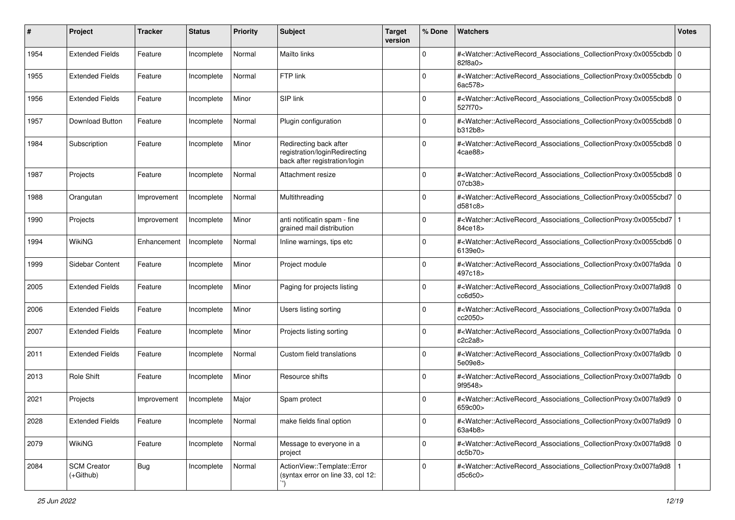| # | Project | Tracker | Status | Priority | Subject | Target version | % Done | Watchers | Votes |
|---|---|---|---|---|---|---|---|---|---|
| 1954 | Extended Fields | Feature | Incomplete | Normal | Mailto links | | 0 | #<Watcher::ActiveRecord_Associations_CollectionProxy:0x0055cbdb82f8a0> | 0 |
| 1955 | Extended Fields | Feature | Incomplete | Normal | FTP link | | 0 | #<Watcher::ActiveRecord_Associations_CollectionProxy:0x0055cbdb6ac578> | 0 |
| 1956 | Extended Fields | Feature | Incomplete | Minor | SIP link | | 0 | #<Watcher::ActiveRecord_Associations_CollectionProxy:0x0055cbd8527f70> | 0 |
| 1957 | Download Button | Feature | Incomplete | Normal | Plugin configuration | | 0 | #<Watcher::ActiveRecord_Associations_CollectionProxy:0x0055cbd8b312b8> | 0 |
| 1984 | Subscription | Feature | Incomplete | Minor | Redirecting back after registration/loginRedirecting back after registration/login | | 0 | #<Watcher::ActiveRecord_Associations_CollectionProxy:0x0055cbd84cae88> | 0 |
| 1987 | Projects | Feature | Incomplete | Normal | Attachment resize | | 0 | #<Watcher::ActiveRecord_Associations_CollectionProxy:0x0055cbd807cb38> | 0 |
| 1988 | Orangutan | Improvement | Incomplete | Normal | Multithreading | | 0 | #<Watcher::ActiveRecord_Associations_CollectionProxy:0x0055cbd7d581c8> | 0 |
| 1990 | Projects | Improvement | Incomplete | Minor | anti notificatin spam - fine grained mail distribution | | 0 | #<Watcher::ActiveRecord_Associations_CollectionProxy:0x0055cbd784ce18> | 1 |
| 1994 | WikiNG | Enhancement | Incomplete | Normal | Inline warnings, tips etc | | 0 | #<Watcher::ActiveRecord_Associations_CollectionProxy:0x0055cbd66139e0> | 0 |
| 1999 | Sidebar Content | Feature | Incomplete | Minor | Project module | | 0 | #<Watcher::ActiveRecord_Associations_CollectionProxy:0x007fa9da497c18> | 0 |
| 2005 | Extended Fields | Feature | Incomplete | Minor | Paging for projects listing | | 0 | #<Watcher::ActiveRecord_Associations_CollectionProxy:0x007fa9d8cc6d50> | 0 |
| 2006 | Extended Fields | Feature | Incomplete | Minor | Users listing sorting | | 0 | #<Watcher::ActiveRecord_Associations_CollectionProxy:0x007fa9dacc2050> | 0 |
| 2007 | Extended Fields | Feature | Incomplete | Minor | Projects listing sorting | | 0 | #<Watcher::ActiveRecord_Associations_CollectionProxy:0x007fa9dac2c2a8> | 0 |
| 2011 | Extended Fields | Feature | Incomplete | Normal | Custom field translations | | 0 | #<Watcher::ActiveRecord_Associations_CollectionProxy:0x007fa9db5e09e8> | 0 |
| 2013 | Role Shift | Feature | Incomplete | Minor | Resource shifts | | 0 | #<Watcher::ActiveRecord_Associations_CollectionProxy:0x007fa9db9f9548> | 0 |
| 2021 | Projects | Improvement | Incomplete | Major | Spam protect | | 0 | #<Watcher::ActiveRecord_Associations_CollectionProxy:0x007fa9d9659c00> | 0 |
| 2028 | Extended Fields | Feature | Incomplete | Normal | make fields final option | | 0 | #<Watcher::ActiveRecord_Associations_CollectionProxy:0x007fa9d963a4b8> | 0 |
| 2079 | WikiNG | Feature | Incomplete | Normal | Message to everyone in a project | | 0 | #<Watcher::ActiveRecord_Associations_CollectionProxy:0x007fa9d8dc5b70> | 0 |
| 2084 | SCM Creator (+Github) | Bug | Incomplete | Normal | ActionView::Template::Error (syntax error on line 33, col 12: ``) | | 0 | #<Watcher::ActiveRecord_Associations_CollectionProxy:0x007fa9d8d5c6c0> | 1 |

*25 Jun 2022*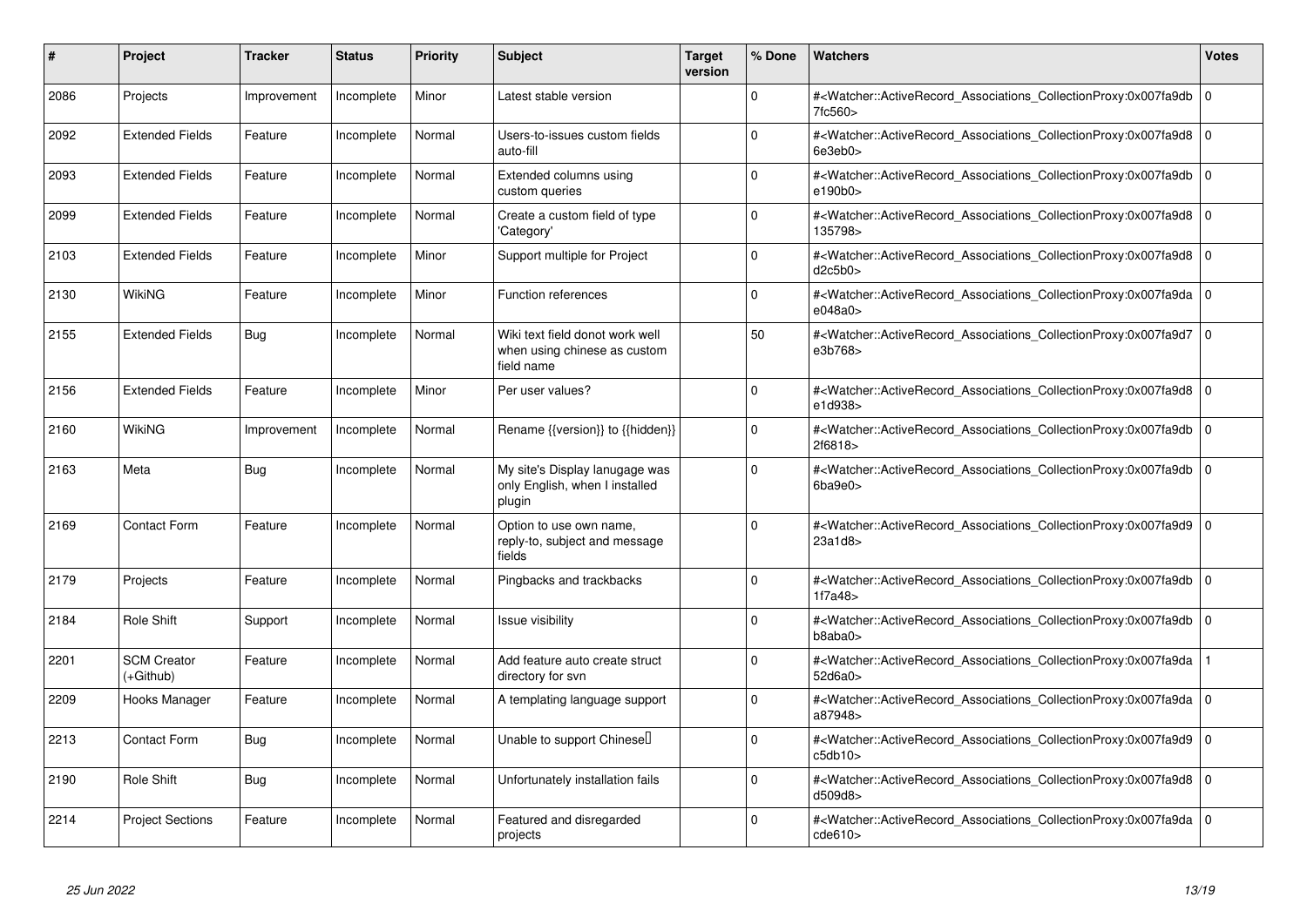| # | Project | Tracker | Status | Priority | Subject | Target version | % Done | Watchers | Votes |
|---|---|---|---|---|---|---|---|---|---|
| 2086 | Projects | Improvement | Incomplete | Minor | Latest stable version | | 0 | #<Watcher::ActiveRecord_Associations_CollectionProxy:0x007fa9db7fc560> | 0 |
| 2092 | Extended Fields | Feature | Incomplete | Normal | Users-to-issues custom fields auto-fill | | 0 | #<Watcher::ActiveRecord_Associations_CollectionProxy:0x007fa9d86e3eb0> | 0 |
| 2093 | Extended Fields | Feature | Incomplete | Normal | Extended columns using custom queries | | 0 | #<Watcher::ActiveRecord_Associations_CollectionProxy:0x007fa9dbe190b0> | 0 |
| 2099 | Extended Fields | Feature | Incomplete | Normal | Create a custom field of type 'Category' | | 0 | #<Watcher::ActiveRecord_Associations_CollectionProxy:0x007fa9d8135798> | 0 |
| 2103 | Extended Fields | Feature | Incomplete | Minor | Support multiple for Project | | 0 | #<Watcher::ActiveRecord_Associations_CollectionProxy:0x007fa9d8d2c5b0> | 0 |
| 2130 | WikiNG | Feature | Incomplete | Minor | Function references | | 0 | #<Watcher::ActiveRecord_Associations_CollectionProxy:0x007fa9dae048a0> | 0 |
| 2155 | Extended Fields | Bug | Incomplete | Normal | Wiki text field donot work well when using chinese as custom field name | | 50 | #<Watcher::ActiveRecord_Associations_CollectionProxy:0x007fa9d7e3b768> | 0 |
| 2156 | Extended Fields | Feature | Incomplete | Minor | Per user values? | | 0 | #<Watcher::ActiveRecord_Associations_CollectionProxy:0x007fa9d8e1d938> | 0 |
| 2160 | WikiNG | Improvement | Incomplete | Normal | Rename {{version}} to {{hidden}} | | 0 | #<Watcher::ActiveRecord_Associations_CollectionProxy:0x007fa9db2f6818> | 0 |
| 2163 | Meta | Bug | Incomplete | Normal | My site's Display lanugage was only English, when I installed plugin | | 0 | #<Watcher::ActiveRecord_Associations_CollectionProxy:0x007fa9db6ba9e0> | 0 |
| 2169 | Contact Form | Feature | Incomplete | Normal | Option to use own name, reply-to, subject and message fields | | 0 | #<Watcher::ActiveRecord_Associations_CollectionProxy:0x007fa9d923a1d8> | 0 |
| 2179 | Projects | Feature | Incomplete | Normal | Pingbacks and trackbacks | | 0 | #<Watcher::ActiveRecord_Associations_CollectionProxy:0x007fa9db1f7a48> | 0 |
| 2184 | Role Shift | Support | Incomplete | Normal | Issue visibility | | 0 | #<Watcher::ActiveRecord_Associations_CollectionProxy:0x007fa9dbb8aba0> | 0 |
| 2201 | SCM Creator (+Github) | Feature | Incomplete | Normal | Add feature auto create struct directory for svn | | 0 | #<Watcher::ActiveRecord_Associations_CollectionProxy:0x007fa9da52d6a0> | 1 |
| 2209 | Hooks Manager | Feature | Incomplete | Normal | A templating language support | | 0 | #<Watcher::ActiveRecord_Associations_CollectionProxy:0x007fa9daa87948> | 0 |
| 2213 | Contact Form | Bug | Incomplete | Normal | Unable to support Chinese | | 0 | #<Watcher::ActiveRecord_Associations_CollectionProxy:0x007fa9d9c5db10> | 0 |
| 2190 | Role Shift | Bug | Incomplete | Normal | Unfortunately installation fails | | 0 | #<Watcher::ActiveRecord_Associations_CollectionProxy:0x007fa9d8d509d8> | 0 |
| 2214 | Project Sections | Feature | Incomplete | Normal | Featured and disregarded projects | | 0 | #<Watcher::ActiveRecord_Associations_CollectionProxy:0x007fa9dacde610> | 0 |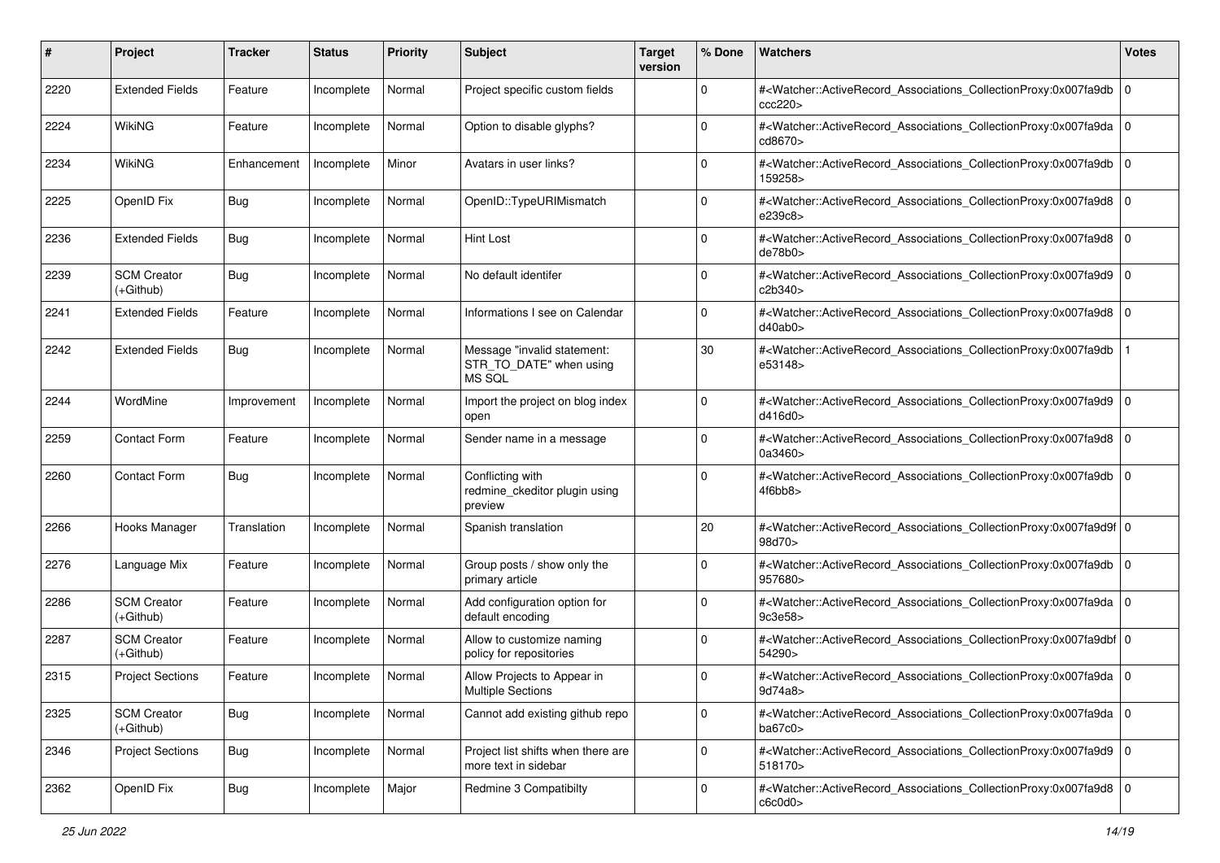| # | Project | Tracker | Status | Priority | Subject | Target version | % Done | Watchers | Votes |
|---|---|---|---|---|---|---|---|---|---|
| 2220 | Extended Fields | Feature | Incomplete | Normal | Project specific custom fields | | 0 | #<Watcher::ActiveRecord_Associations_CollectionProxy:0x007fa9dbccc220> | 0 |
| 2224 | WikiNG | Feature | Incomplete | Normal | Option to disable glyphs? | | 0 | #<Watcher::ActiveRecord_Associations_CollectionProxy:0x007fa9dacd8670> | 0 |
| 2234 | WikiNG | Enhancement | Incomplete | Minor | Avatars in user links? | | 0 | #<Watcher::ActiveRecord_Associations_CollectionProxy:0x007fa9db159258> | 0 |
| 2225 | OpenID Fix | Bug | Incomplete | Normal | OpenID::TypeURIMismatch | | 0 | #<Watcher::ActiveRecord_Associations_CollectionProxy:0x007fa9d8e239c8> | 0 |
| 2236 | Extended Fields | Bug | Incomplete | Normal | Hint Lost | | 0 | #<Watcher::ActiveRecord_Associations_CollectionProxy:0x007fa9d8de78b0> | 0 |
| 2239 | SCM Creator (+Github) | Bug | Incomplete | Normal | No default identifer | | 0 | #<Watcher::ActiveRecord_Associations_CollectionProxy:0x007fa9d9c2b340> | 0 |
| 2241 | Extended Fields | Feature | Incomplete | Normal | Informations I see on Calendar | | 0 | #<Watcher::ActiveRecord_Associations_CollectionProxy:0x007fa9d8d40ab0> | 0 |
| 2242 | Extended Fields | Bug | Incomplete | Normal | Message "invalid statement: STR_TO_DATE" when using MS SQL | | 30 | #<Watcher::ActiveRecord_Associations_CollectionProxy:0x007fa9dbe53148> | 1 |
| 2244 | WordMine | Improvement | Incomplete | Normal | Import the project on blog index open | | 0 | #<Watcher::ActiveRecord_Associations_CollectionProxy:0x007fa9d9d416d0> | 0 |
| 2259 | Contact Form | Feature | Incomplete | Normal | Sender name in a message | | 0 | #<Watcher::ActiveRecord_Associations_CollectionProxy:0x007fa9d80a3460> | 0 |
| 2260 | Contact Form | Bug | Incomplete | Normal | Conflicting with redmine_ckeditor plugin using preview | | 0 | #<Watcher::ActiveRecord_Associations_CollectionProxy:0x007fa9db4f6bb8> | 0 |
| 2266 | Hooks Manager | Translation | Incomplete | Normal | Spanish translation | | 20 | #<Watcher::ActiveRecord_Associations_CollectionProxy:0x007fa9d9f98d70> | 0 |
| 2276 | Language Mix | Feature | Incomplete | Normal | Group posts / show only the primary article | | 0 | #<Watcher::ActiveRecord_Associations_CollectionProxy:0x007fa9db957680> | 0 |
| 2286 | SCM Creator (+Github) | Feature | Incomplete | Normal | Add configuration option for default encoding | | 0 | #<Watcher::ActiveRecord_Associations_CollectionProxy:0x007fa9da9c3e58> | 0 |
| 2287 | SCM Creator (+Github) | Feature | Incomplete | Normal | Allow to customize naming policy for repositories | | 0 | #<Watcher::ActiveRecord_Associations_CollectionProxy:0x007fa9dbf54290> | 0 |
| 2315 | Project Sections | Feature | Incomplete | Normal | Allow Projects to Appear in Multiple Sections | | 0 | #<Watcher::ActiveRecord_Associations_CollectionProxy:0x007fa9da9d74a8> | 0 |
| 2325 | SCM Creator (+Github) | Bug | Incomplete | Normal | Cannot add existing github repo | | 0 | #<Watcher::ActiveRecord_Associations_CollectionProxy:0x007fa9daba67c0> | 0 |
| 2346 | Project Sections | Bug | Incomplete | Normal | Project list shifts when there are more text in sidebar | | 0 | #<Watcher::ActiveRecord_Associations_CollectionProxy:0x007fa9d9518170> | 0 |
| 2362 | OpenID Fix | Bug | Incomplete | Major | Redmine 3 Compatibilty | | 0 | #<Watcher::ActiveRecord_Associations_CollectionProxy:0x007fa9d8c6c0d0> | 0 |

*25 Jun 2022*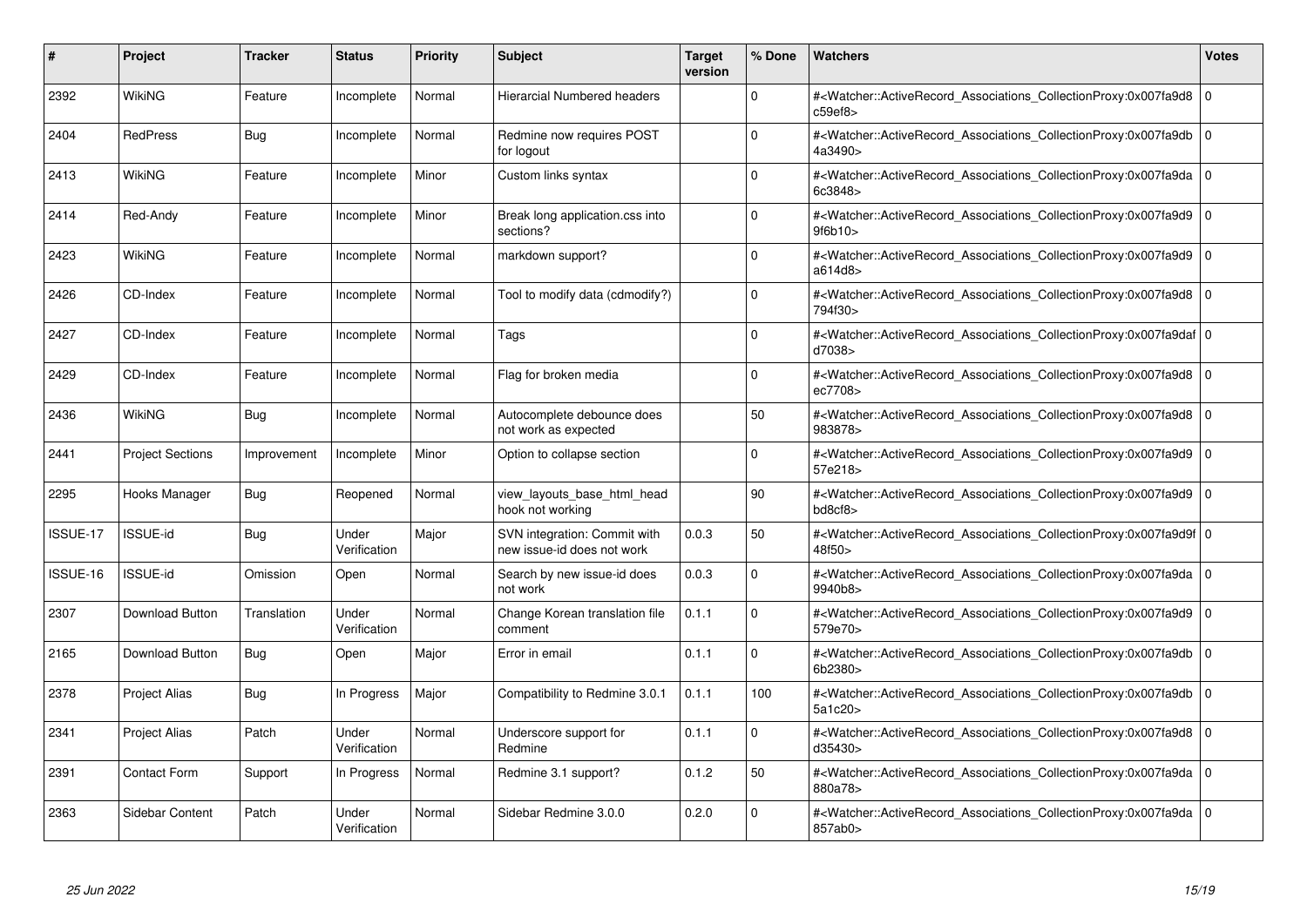| # | Project | Tracker | Status | Priority | Subject | Target version | % Done | Watchers | Votes |
|---|---|---|---|---|---|---|---|---|---|
| 2392 | WikiNG | Feature | Incomplete | Normal | Hierarcial Numbered headers | | 0 | #<Watcher::ActiveRecord_Associations_CollectionProxy:0x007fa9d8c59ef8> | 0 |
| 2404 | RedPress | Bug | Incomplete | Normal | Redmine now requires POST for logout | | 0 | #<Watcher::ActiveRecord_Associations_CollectionProxy:0x007fa9db4a3490> | 0 |
| 2413 | WikiNG | Feature | Incomplete | Minor | Custom links syntax | | 0 | #<Watcher::ActiveRecord_Associations_CollectionProxy:0x007fa9da6c3848> | 0 |
| 2414 | Red-Andy | Feature | Incomplete | Minor | Break long application.css into sections? | | 0 | #<Watcher::ActiveRecord_Associations_CollectionProxy:0x007fa9d99f6b10> | 0 |
| 2423 | WikiNG | Feature | Incomplete | Normal | markdown support? | | 0 | #<Watcher::ActiveRecord_Associations_CollectionProxy:0x007fa9d9a614d8> | 0 |
| 2426 | CD-Index | Feature | Incomplete | Normal | Tool to modify data (cdmodify?) | | 0 | #<Watcher::ActiveRecord_Associations_CollectionProxy:0x007fa9d8794f30> | 0 |
| 2427 | CD-Index | Feature | Incomplete | Normal | Tags | | 0 | #<Watcher::ActiveRecord_Associations_CollectionProxy:0x007fa9dafd7038> | 0 |
| 2429 | CD-Index | Feature | Incomplete | Normal | Flag for broken media | | 0 | #<Watcher::ActiveRecord_Associations_CollectionProxy:0x007fa9d8ec7708> | 0 |
| 2436 | WikiNG | Bug | Incomplete | Normal | Autocomplete debounce does not work as expected | | 50 | #<Watcher::ActiveRecord_Associations_CollectionProxy:0x007fa9d8983878> | 0 |
| 2441 | Project Sections | Improvement | Incomplete | Minor | Option to collapse section | | 0 | #<Watcher::ActiveRecord_Associations_CollectionProxy:0x007fa9d957e218> | 0 |
| 2295 | Hooks Manager | Bug | Reopened | Normal | view_layouts_base_html_head hook not working | | 90 | #<Watcher::ActiveRecord_Associations_CollectionProxy:0x007fa9d9bd8cf8> | 0 |
| ISSUE-17 | ISSUE-id | Bug | Under Verification | Major | SVN integration: Commit with new issue-id does not work | 0.0.3 | 50 | #<Watcher::ActiveRecord_Associations_CollectionProxy:0x007fa9d9f48f50> | 0 |
| ISSUE-16 | ISSUE-id | Omission | Open | Normal | Search by new issue-id does not work | 0.0.3 | 0 | #<Watcher::ActiveRecord_Associations_CollectionProxy:0x007fa9da9940b8> | 0 |
| 2307 | Download Button | Translation | Under Verification | Normal | Change Korean translation file comment | 0.1.1 | 0 | #<Watcher::ActiveRecord_Associations_CollectionProxy:0x007fa9d9579e70> | 0 |
| 2165 | Download Button | Bug | Open | Major | Error in email | 0.1.1 | 0 | #<Watcher::ActiveRecord_Associations_CollectionProxy:0x007fa9db6b2380> | 0 |
| 2378 | Project Alias | Bug | In Progress | Major | Compatibility to Redmine 3.0.1 | 0.1.1 | 100 | #<Watcher::ActiveRecord_Associations_CollectionProxy:0x007fa9db5a1c20> | 0 |
| 2341 | Project Alias | Patch | Under Verification | Normal | Underscore support for Redmine | 0.1.1 | 0 | #<Watcher::ActiveRecord_Associations_CollectionProxy:0x007fa9d8d35430> | 0 |
| 2391 | Contact Form | Support | In Progress | Normal | Redmine 3.1 support? | 0.1.2 | 50 | #<Watcher::ActiveRecord_Associations_CollectionProxy:0x007fa9da880a78> | 0 |
| 2363 | Sidebar Content | Patch | Under Verification | Normal | Sidebar Redmine 3.0.0 | 0.2.0 | 0 | #<Watcher::ActiveRecord_Associations_CollectionProxy:0x007fa9da857ab0> | 0 |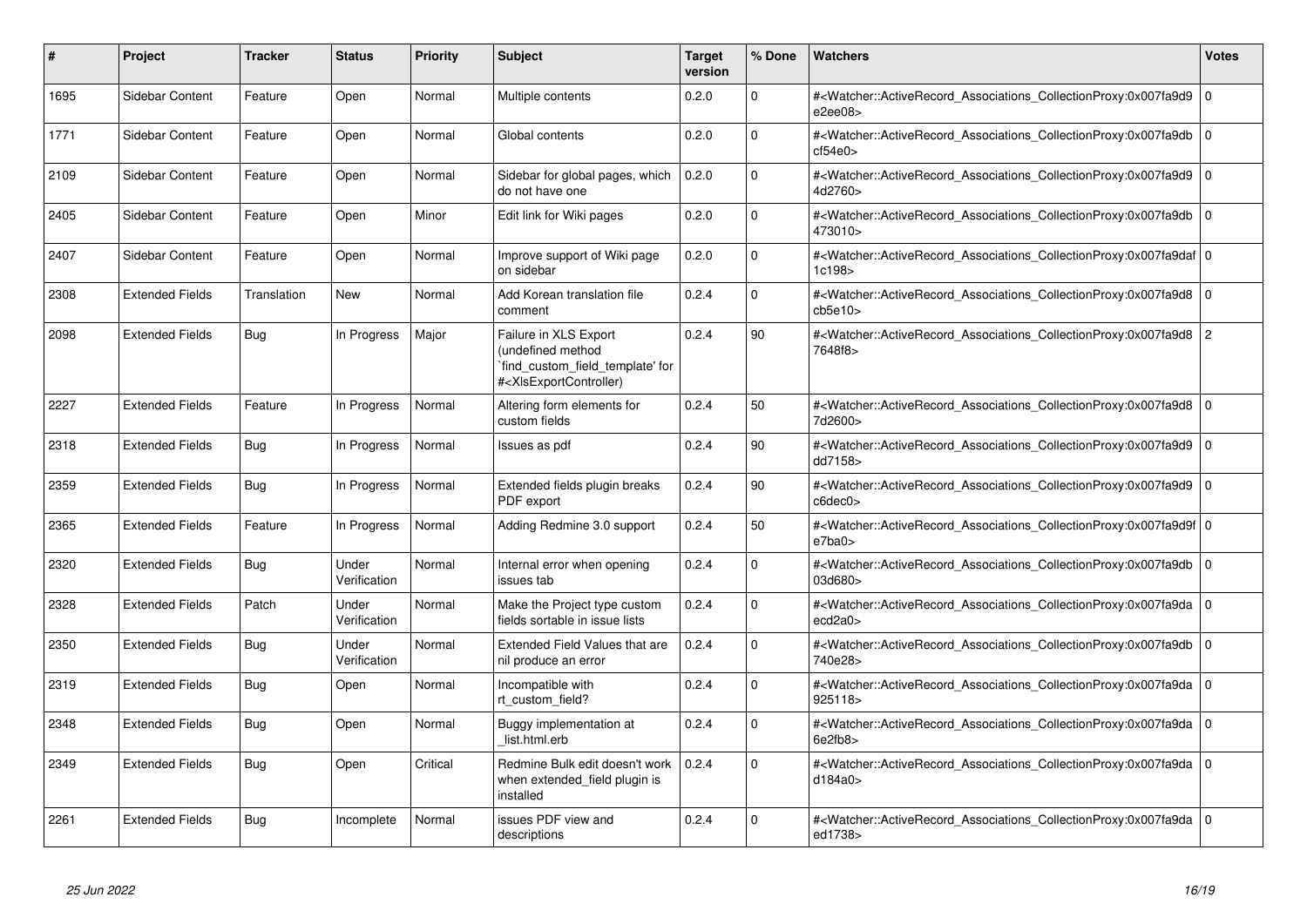| # | Project | Tracker | Status | Priority | Subject | Target version | % Done | Watchers | Votes |
| --- | --- | --- | --- | --- | --- | --- | --- | --- | --- |
| 1695 | Sidebar Content | Feature | Open | Normal | Multiple contents | 0.2.0 | 0 | #<Watcher::ActiveRecord_Associations_CollectionProxy:0x007fa9d9e2ee08> | 0 |
| 1771 | Sidebar Content | Feature | Open | Normal | Global contents | 0.2.0 | 0 | #<Watcher::ActiveRecord_Associations_CollectionProxy:0x007fa9dbcf54e0> | 0 |
| 2109 | Sidebar Content | Feature | Open | Normal | Sidebar for global pages, which do not have one | 0.2.0 | 0 | #<Watcher::ActiveRecord_Associations_CollectionProxy:0x007fa9d94d2760> | 0 |
| 2405 | Sidebar Content | Feature | Open | Minor | Edit link for Wiki pages | 0.2.0 | 0 | #<Watcher::ActiveRecord_Associations_CollectionProxy:0x007fa9db473010> | 0 |
| 2407 | Sidebar Content | Feature | Open | Normal | Improve support of Wiki page on sidebar | 0.2.0 | 0 | #<Watcher::ActiveRecord_Associations_CollectionProxy:0x007fa9daf1c198> | 0 |
| 2308 | Extended Fields | Translation | New | Normal | Add Korean translation file comment | 0.2.4 | 0 | #<Watcher::ActiveRecord_Associations_CollectionProxy:0x007fa9d8cb5e10> | 0 |
| 2098 | Extended Fields | Bug | In Progress | Major | Failure in XLS Export (undefined method `find_custom_field_template' for #<XlsExportController) | 0.2.4 | 90 | #<Watcher::ActiveRecord_Associations_CollectionProxy:0x007fa9d87648f8> | 2 |
| 2227 | Extended Fields | Feature | In Progress | Normal | Altering form elements for custom fields | 0.2.4 | 50 | #<Watcher::ActiveRecord_Associations_CollectionProxy:0x007fa9d87d2600> | 0 |
| 2318 | Extended Fields | Bug | In Progress | Normal | Issues as pdf | 0.2.4 | 90 | #<Watcher::ActiveRecord_Associations_CollectionProxy:0x007fa9d9dd7158> | 0 |
| 2359 | Extended Fields | Bug | In Progress | Normal | Extended fields plugin breaks PDF export | 0.2.4 | 90 | #<Watcher::ActiveRecord_Associations_CollectionProxy:0x007fa9d9c6dec0> | 0 |
| 2365 | Extended Fields | Feature | In Progress | Normal | Adding Redmine 3.0 support | 0.2.4 | 50 | #<Watcher::ActiveRecord_Associations_CollectionProxy:0x007fa9d9fe7ba0> | 0 |
| 2320 | Extended Fields | Bug | Under Verification | Normal | Internal error when opening issues tab | 0.2.4 | 0 | #<Watcher::ActiveRecord_Associations_CollectionProxy:0x007fa9db03d680> | 0 |
| 2328 | Extended Fields | Patch | Under Verification | Normal | Make the Project type custom fields sortable in issue lists | 0.2.4 | 0 | #<Watcher::ActiveRecord_Associations_CollectionProxy:0x007fa9daecd2a0> | 0 |
| 2350 | Extended Fields | Bug | Under Verification | Normal | Extended Field Values that are nil produce an error | 0.2.4 | 0 | #<Watcher::ActiveRecord_Associations_CollectionProxy:0x007fa9db740e28> | 0 |
| 2319 | Extended Fields | Bug | Open | Normal | Incompatible with rt_custom_field? | 0.2.4 | 0 | #<Watcher::ActiveRecord_Associations_CollectionProxy:0x007fa9da925118> | 0 |
| 2348 | Extended Fields | Bug | Open | Normal | Buggy implementation at _list.html.erb | 0.2.4 | 0 | #<Watcher::ActiveRecord_Associations_CollectionProxy:0x007fa9da6e2fb8> | 0 |
| 2349 | Extended Fields | Bug | Open | Critical | Redmine Bulk edit doesn't work when extended_field plugin is installed | 0.2.4 | 0 | #<Watcher::ActiveRecord_Associations_CollectionProxy:0x007fa9dad184a0> | 0 |
| 2261 | Extended Fields | Bug | Incomplete | Normal | issues PDF view and descriptions | 0.2.4 | 0 | #<Watcher::ActiveRecord_Associations_CollectionProxy:0x007fa9daed1738> | 0 |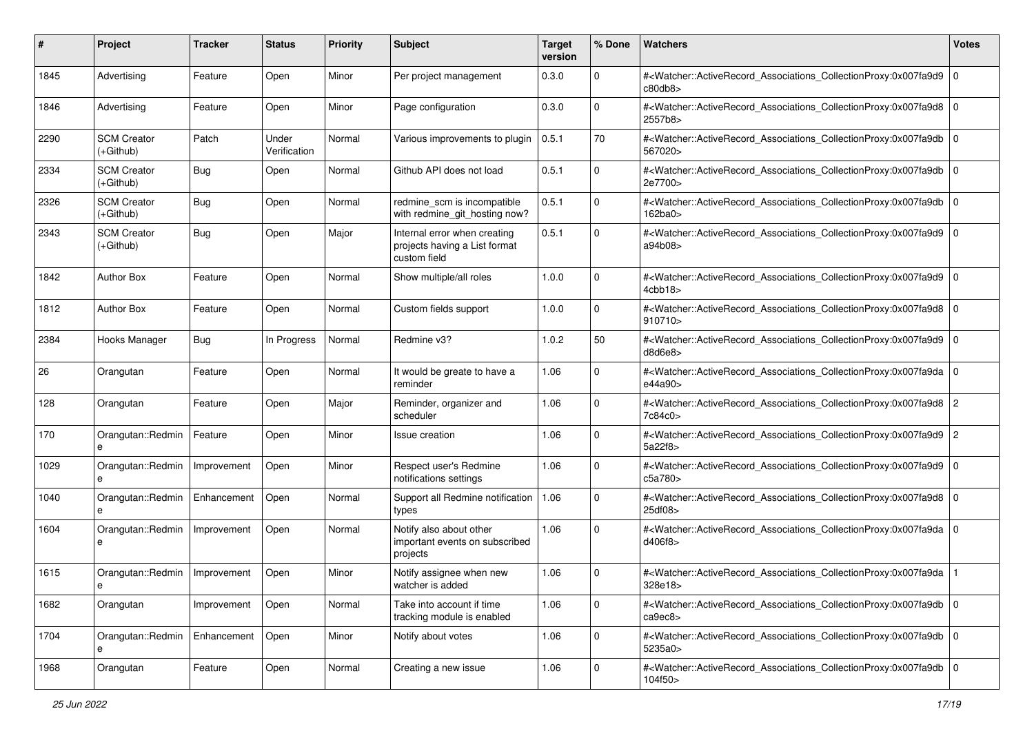| # | Project | Tracker | Status | Priority | Subject | Target version | % Done | Watchers | Votes |
|---|---|---|---|---|---|---|---|---|---|
| 1845 | Advertising | Feature | Open | Minor | Per project management | 0.3.0 | 0 | #<Watcher::ActiveRecord_Associations_CollectionProxy:0x007fa9d9c80db8> | 0 |
| 1846 | Advertising | Feature | Open | Minor | Page configuration | 0.3.0 | 0 | #<Watcher::ActiveRecord_Associations_CollectionProxy:0x007fa9d82557b8> | 0 |
| 2290 | SCM Creator (+Github) | Patch | Under Verification | Normal | Various improvements to plugin | 0.5.1 | 70 | #<Watcher::ActiveRecord_Associations_CollectionProxy:0x007fa9db567020> | 0 |
| 2334 | SCM Creator (+Github) | Bug | Open | Normal | Github API does not load | 0.5.1 | 0 | #<Watcher::ActiveRecord_Associations_CollectionProxy:0x007fa9db2e7700> | 0 |
| 2326 | SCM Creator (+Github) | Bug | Open | Normal | redmine_scm is incompatible with redmine_git_hosting now? | 0.5.1 | 0 | #<Watcher::ActiveRecord_Associations_CollectionProxy:0x007fa9db162ba0> | 0 |
| 2343 | SCM Creator (+Github) | Bug | Open | Major | Internal error when creating projects having a List format custom field | 0.5.1 | 0 | #<Watcher::ActiveRecord_Associations_CollectionProxy:0x007fa9d9a94b08> | 0 |
| 1842 | Author Box | Feature | Open | Normal | Show multiple/all roles | 1.0.0 | 0 | #<Watcher::ActiveRecord_Associations_CollectionProxy:0x007fa9d94cbb18> | 0 |
| 1812 | Author Box | Feature | Open | Normal | Custom fields support | 1.0.0 | 0 | #<Watcher::ActiveRecord_Associations_CollectionProxy:0x007fa9d8910710> | 0 |
| 2384 | Hooks Manager | Bug | In Progress | Normal | Redmine v3? | 1.0.2 | 50 | #<Watcher::ActiveRecord_Associations_CollectionProxy:0x007fa9d9d8d6e8> | 0 |
| 26 | Orangutan | Feature | Open | Normal | It would be greate to have a reminder | 1.06 | 0 | #<Watcher::ActiveRecord_Associations_CollectionProxy:0x007fa9dae44a90> | 0 |
| 128 | Orangutan | Feature | Open | Major | Reminder, organizer and scheduler | 1.06 | 0 | #<Watcher::ActiveRecord_Associations_CollectionProxy:0x007fa9d87c84c0> | 2 |
| 170 | Orangutan::Redmine | Feature | Open | Minor | Issue creation | 1.06 | 0 | #<Watcher::ActiveRecord_Associations_CollectionProxy:0x007fa9d95a22f8> | 2 |
| 1029 | Orangutan::Redmine | Improvement | Open | Minor | Respect user's Redmine notifications settings | 1.06 | 0 | #<Watcher::ActiveRecord_Associations_CollectionProxy:0x007fa9d9c5a780> | 0 |
| 1040 | Orangutan::Redmine | Enhancement | Open | Normal | Support all Redmine notification types | 1.06 | 0 | #<Watcher::ActiveRecord_Associations_CollectionProxy:0x007fa9d825df08> | 0 |
| 1604 | Orangutan::Redmine | Improvement | Open | Normal | Notify also about other important events on subscribed projects | 1.06 | 0 | #<Watcher::ActiveRecord_Associations_CollectionProxy:0x007fa9dad406f8> | 0 |
| 1615 | Orangutan::Redmine | Improvement | Open | Minor | Notify assignee when new watcher is added | 1.06 | 0 | #<Watcher::ActiveRecord_Associations_CollectionProxy:0x007fa9da328e18> | 1 |
| 1682 | Orangutan | Improvement | Open | Normal | Take into account if time tracking module is enabled | 1.06 | 0 | #<Watcher::ActiveRecord_Associations_CollectionProxy:0x007fa9dbca9ec8> | 0 |
| 1704 | Orangutan::Redmine | Enhancement | Open | Minor | Notify about votes | 1.06 | 0 | #<Watcher::ActiveRecord_Associations_CollectionProxy:0x007fa9db5235a0> | 0 |
| 1968 | Orangutan | Feature | Open | Normal | Creating a new issue | 1.06 | 0 | #<Watcher::ActiveRecord_Associations_CollectionProxy:0x007fa9db104f50> | 0 |

*25 Jun 2022*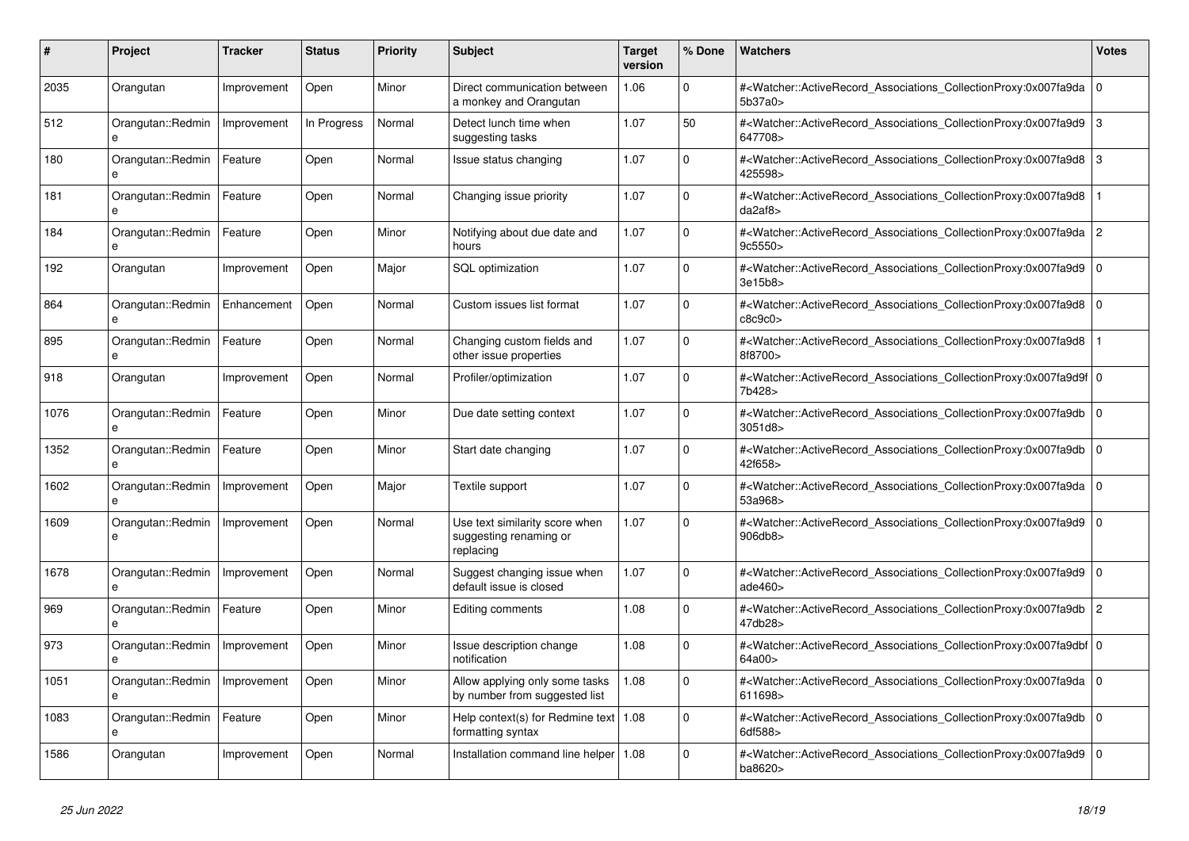| # | Project | Tracker | Status | Priority | Subject | Target version | % Done | Watchers | Votes |
|---|---|---|---|---|---|---|---|---|---|
| 2035 | Orangutan | Improvement | Open | Minor | Direct communication between a monkey and Orangutan | 1.06 | 0 | #<Watcher::ActiveRecord_Associations_CollectionProxy:0x007fa9da5b37a0> | 0 |
| 512 | Orangutan::Redmine | Improvement | In Progress | Normal | Detect lunch time when suggesting tasks | 1.07 | 50 | #<Watcher::ActiveRecord_Associations_CollectionProxy:0x007fa9d9647708> | 3 |
| 180 | Orangutan::Redmine | Feature | Open | Normal | Issue status changing | 1.07 | 0 | #<Watcher::ActiveRecord_Associations_CollectionProxy:0x007fa8d8425598> | 3 |
| 181 | Orangutan::Redmine | Feature | Open | Normal | Changing issue priority | 1.07 | 0 | #<Watcher::ActiveRecord_Associations_CollectionProxy:0x007fa8d8da2af8> | 1 |
| 184 | Orangutan::Redmine | Feature | Open | Minor | Notifying about due date and hours | 1.07 | 0 | #<Watcher::ActiveRecord_Associations_CollectionProxy:0x007fa9da9c5550> | 2 |
| 192 | Orangutan | Improvement | Open | Major | SQL optimization | 1.07 | 0 | #<Watcher::ActiveRecord_Associations_CollectionProxy:0x007fa9d93e15b8> | 0 |
| 864 | Orangutan::Redmine | Enhancement | Open | Normal | Custom issues list format | 1.07 | 0 | #<Watcher::ActiveRecord_Associations_CollectionProxy:0x007fa8d8c8c9c0> | 0 |
| 895 | Orangutan::Redmine | Feature | Open | Normal | Changing custom fields and other issue properties | 1.07 | 0 | #<Watcher::ActiveRecord_Associations_CollectionProxy:0x007fa8d88f8700> | 1 |
| 918 | Orangutan | Improvement | Open | Normal | Profiler/optimization | 1.07 | 0 | #<Watcher::ActiveRecord_Associations_CollectionProxy:0x007fa9d9f7b428> | 0 |
| 1076 | Orangutan::Redmine | Feature | Open | Minor | Due date setting context | 1.07 | 0 | #<Watcher::ActiveRecord_Associations_CollectionProxy:0x007fa9db3051d8> | 0 |
| 1352 | Orangutan::Redmine | Feature | Open | Minor | Start date changing | 1.07 | 0 | #<Watcher::ActiveRecord_Associations_CollectionProxy:0x007fa9db42f658> | 0 |
| 1602 | Orangutan::Redmine | Improvement | Open | Major | Textile support | 1.07 | 0 | #<Watcher::ActiveRecord_Associations_CollectionProxy:0x007fa9da53a968> | 0 |
| 1609 | Orangutan::Redmine | Improvement | Open | Normal | Use text similarity score when suggesting renaming or replacing | 1.07 | 0 | #<Watcher::ActiveRecord_Associations_CollectionProxy:0x007fa9d9906db8> | 0 |
| 1678 | Orangutan::Redmine | Improvement | Open | Normal | Suggest changing issue when default issue is closed | 1.07 | 0 | #<Watcher::ActiveRecord_Associations_CollectionProxy:0x007fa9d9ade460> | 0 |
| 969 | Orangutan::Redmine | Feature | Open | Minor | Editing comments | 1.08 | 0 | #<Watcher::ActiveRecord_Associations_CollectionProxy:0x007fa9db47db28> | 2 |
| 973 | Orangutan::Redmine | Improvement | Open | Minor | Issue description change notification | 1.08 | 0 | #<Watcher::ActiveRecord_Associations_CollectionProxy:0x007fa9dbf64a00> | 0 |
| 1051 | Orangutan::Redmine | Improvement | Open | Minor | Allow applying only some tasks by number from suggested list | 1.08 | 0 | #<Watcher::ActiveRecord_Associations_CollectionProxy:0x007fa9da611698> | 0 |
| 1083 | Orangutan::Redmine | Feature | Open | Minor | Help context(s) for Redmine text formatting syntax | 1.08 | 0 | #<Watcher::ActiveRecord_Associations_CollectionProxy:0x007fa9db6df588> | 0 |
| 1586 | Orangutan | Improvement | Open | Normal | Installation command line helper | 1.08 | 0 | #<Watcher::ActiveRecord_Associations_CollectionProxy:0x007fa9d9ba8620> | 0 |

*25 Jun 2022*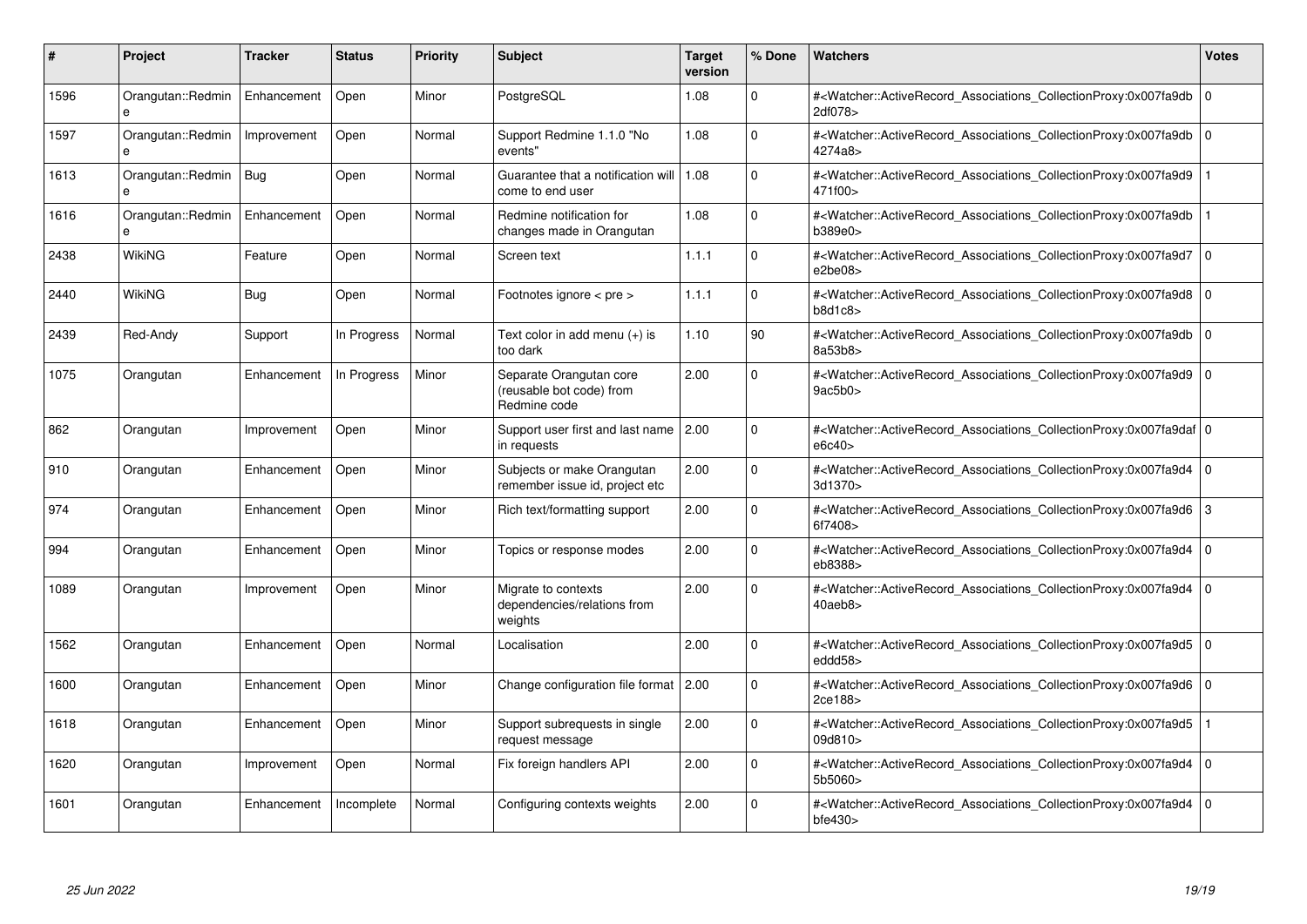| # | Project | Tracker | Status | Priority | Subject | Target version | % Done | Watchers | Votes |
|---|---|---|---|---|---|---|---|---|---|
| 1596 | Orangutan::Redmine | Enhancement | Open | Minor | PostgreSQL | 1.08 | 0 | #<Watcher::ActiveRecord_Associations_CollectionProxy:0x007fa9db2df078> | 0 |
| 1597 | Orangutan::Redmine | Improvement | Open | Normal | Support Redmine 1.1.0 "No events" | 1.08 | 0 | #<Watcher::ActiveRecord_Associations_CollectionProxy:0x007fa9db4274a8> | 0 |
| 1613 | Orangutan::Redmine | Bug | Open | Normal | Guarantee that a notification will come to end user | 1.08 | 0 | #<Watcher::ActiveRecord_Associations_CollectionProxy:0x007fa9d9471f00> | 1 |
| 1616 | Orangutan::Redmine | Enhancement | Open | Normal | Redmine notification for changes made in Orangutan | 1.08 | 0 | #<Watcher::ActiveRecord_Associations_CollectionProxy:0x007fa9dbb389e0> | 1 |
| 2438 | WikiNG | Feature | Open | Normal | Screen text | 1.1.1 | 0 | #<Watcher::ActiveRecord_Associations_CollectionProxy:0x007fa9d7e2be08> | 0 |
| 2440 | WikiNG | Bug | Open | Normal | Footnotes ignore < pre > | 1.1.1 | 0 | #<Watcher::ActiveRecord_Associations_CollectionProxy:0x007fa9d8b8d1c8> | 0 |
| 2439 | Red-Andy | Support | In Progress | Normal | Text color in add menu (+) is too dark | 1.10 | 90 | #<Watcher::ActiveRecord_Associations_CollectionProxy:0x007fa9db8a53b8> | 0 |
| 1075 | Orangutan | Enhancement | In Progress | Minor | Separate Orangutan core (reusable bot code) from Redmine code | 2.00 | 0 | #<Watcher::ActiveRecord_Associations_CollectionProxy:0x007fa9d99ac5b0> | 0 |
| 862 | Orangutan | Improvement | Open | Minor | Support user first and last name in requests | 2.00 | 0 | #<Watcher::ActiveRecord_Associations_CollectionProxy:0x007fa9dafe6c40> | 0 |
| 910 | Orangutan | Enhancement | Open | Minor | Subjects or make Orangutan remember issue id, project etc | 2.00 | 0 | #<Watcher::ActiveRecord_Associations_CollectionProxy:0x007fa9d43d1370> | 0 |
| 974 | Orangutan | Enhancement | Open | Minor | Rich text/formatting support | 2.00 | 0 | #<Watcher::ActiveRecord_Associations_CollectionProxy:0x007fa9d66f7408> | 3 |
| 994 | Orangutan | Enhancement | Open | Minor | Topics or response modes | 2.00 | 0 | #<Watcher::ActiveRecord_Associations_CollectionProxy:0x007fa9d4eb8388> | 0 |
| 1089 | Orangutan | Improvement | Open | Minor | Migrate to contexts dependencies/relations from weights | 2.00 | 0 | #<Watcher::ActiveRecord_Associations_CollectionProxy:0x007fa9d440aeb8> | 0 |
| 1562 | Orangutan | Enhancement | Open | Normal | Localisation | 2.00 | 0 | #<Watcher::ActiveRecord_Associations_CollectionProxy:0x007fa9d5eddd58> | 0 |
| 1600 | Orangutan | Enhancement | Open | Minor | Change configuration file format | 2.00 | 0 | #<Watcher::ActiveRecord_Associations_CollectionProxy:0x007fa9d62ce188> | 0 |
| 1618 | Orangutan | Enhancement | Open | Minor | Support subrequests in single request message | 2.00 | 0 | #<Watcher::ActiveRecord_Associations_CollectionProxy:0x007fa9d509d810> | 1 |
| 1620 | Orangutan | Improvement | Open | Normal | Fix foreign handlers API | 2.00 | 0 | #<Watcher::ActiveRecord_Associations_CollectionProxy:0x007fa9d45b5060> | 0 |
| 1601 | Orangutan | Enhancement | Incomplete | Normal | Configuring contexts weights | 2.00 | 0 | #<Watcher::ActiveRecord_Associations_CollectionProxy:0x007fa9d4bfe430> | 0 |

*25 Jun 2022*